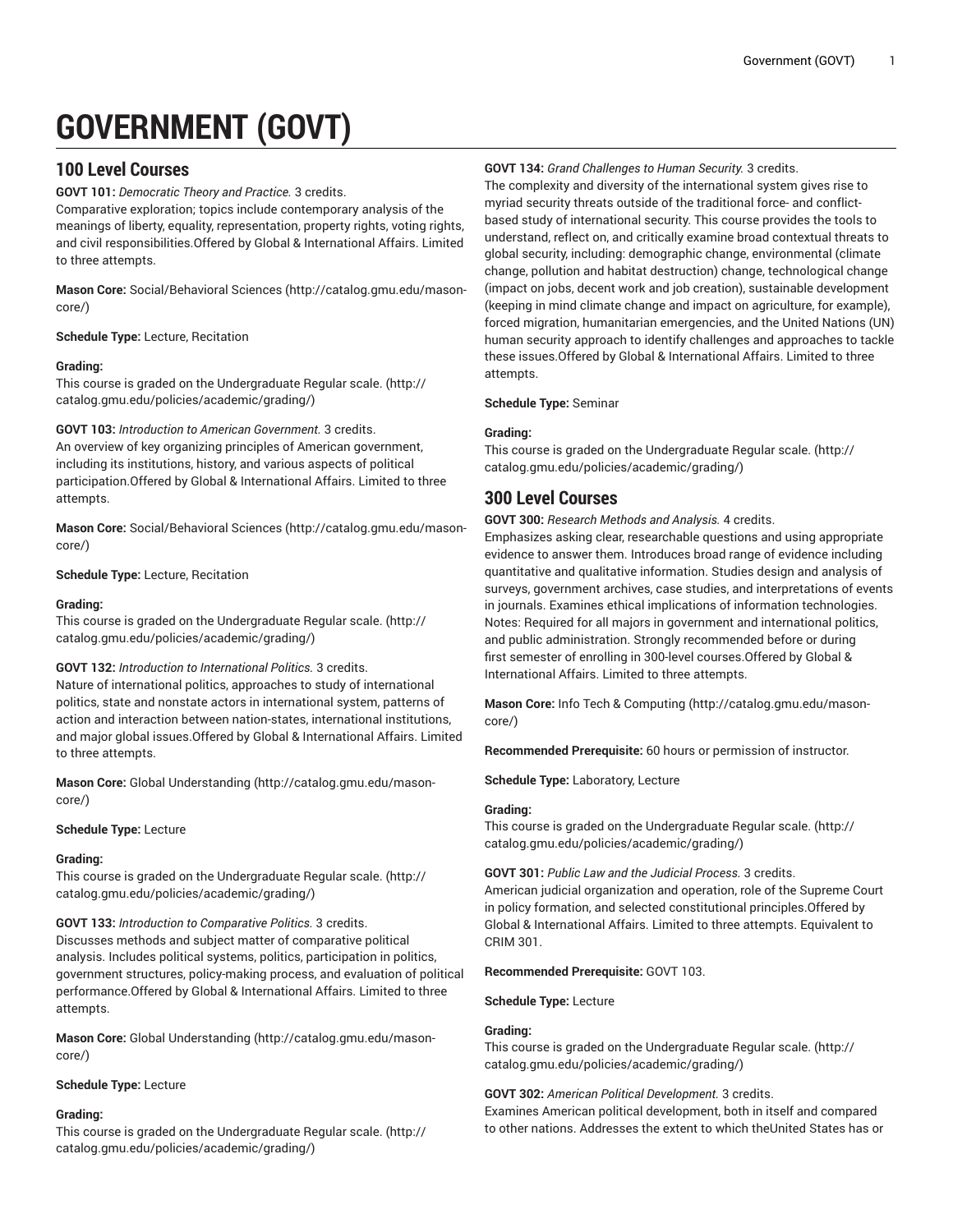# GOVERNMENT (GOVT)

## 100 Level Courses

**GOVT 101:** *Democratic Theory and Practice.* 3 credits.
Comparative exploration; topics include contemporary analysis of the meanings of liberty, equality, representation, property rights, voting rights, and civil responsibilities.Offered by Global & International Affairs. Limited to three attempts.

**Mason Core:** Social/Behavioral Sciences (http://catalog.gmu.edu/mason-core/)

**Schedule Type:** Lecture, Recitation

**Grading:**
This course is graded on the Undergraduate Regular scale. (http://catalog.gmu.edu/policies/academic/grading/)

**GOVT 103:** *Introduction to American Government.* 3 credits.
An overview of key organizing principles of American government, including its institutions, history, and various aspects of political participation.Offered by Global & International Affairs. Limited to three attempts.

**Mason Core:** Social/Behavioral Sciences (http://catalog.gmu.edu/mason-core/)

**Schedule Type:** Lecture, Recitation

**Grading:**
This course is graded on the Undergraduate Regular scale. (http://catalog.gmu.edu/policies/academic/grading/)

**GOVT 132:** *Introduction to International Politics.* 3 credits.
Nature of international politics, approaches to study of international politics, state and nonstate actors in international system, patterns of action and interaction between nation-states, international institutions, and major global issues.Offered by Global & International Affairs. Limited to three attempts.

**Mason Core:** Global Understanding (http://catalog.gmu.edu/mason-core/)

**Schedule Type:** Lecture

**Grading:**
This course is graded on the Undergraduate Regular scale. (http://catalog.gmu.edu/policies/academic/grading/)

**GOVT 133:** *Introduction to Comparative Politics.* 3 credits.
Discusses methods and subject matter of comparative political analysis. Includes political systems, politics, participation in politics, government structures, policy-making process, and evaluation of political performance.Offered by Global & International Affairs. Limited to three attempts.

**Mason Core:** Global Understanding (http://catalog.gmu.edu/mason-core/)

**Schedule Type:** Lecture

**Grading:**
This course is graded on the Undergraduate Regular scale. (http://catalog.gmu.edu/policies/academic/grading/)

**GOVT 134:** *Grand Challenges to Human Security.* 3 credits.
The complexity and diversity of the international system gives rise to myriad security threats outside of the traditional force- and conflict-based study of international security. This course provides the tools to understand, reflect on, and critically examine broad contextual threats to global security, including: demographic change, environmental (climate change, pollution and habitat destruction) change, technological change (impact on jobs, decent work and job creation), sustainable development (keeping in mind climate change and impact on agriculture, for example), forced migration, humanitarian emergencies, and the United Nations (UN) human security approach to identify challenges and approaches to tackle these issues.Offered by Global & International Affairs. Limited to three attempts.

**Schedule Type:** Seminar

**Grading:**
This course is graded on the Undergraduate Regular scale. (http://catalog.gmu.edu/policies/academic/grading/)

## 300 Level Courses

**GOVT 300:** *Research Methods and Analysis.* 4 credits.
Emphasizes asking clear, researchable questions and using appropriate evidence to answer them. Introduces broad range of evidence including quantitative and qualitative information. Studies design and analysis of surveys, government archives, case studies, and interpretations of events in journals. Examines ethical implications of information technologies. Notes: Required for all majors in government and international politics, and public administration. Strongly recommended before or during first semester of enrolling in 300-level courses.Offered by Global & International Affairs. Limited to three attempts.

**Mason Core:** Info Tech & Computing (http://catalog.gmu.edu/mason-core/)

**Recommended Prerequisite:** 60 hours or permission of instructor.

**Schedule Type:** Laboratory, Lecture

**Grading:**
This course is graded on the Undergraduate Regular scale. (http://catalog.gmu.edu/policies/academic/grading/)

**GOVT 301:** *Public Law and the Judicial Process.* 3 credits.
American judicial organization and operation, role of the Supreme Court in policy formation, and selected constitutional principles.Offered by Global & International Affairs. Limited to three attempts. Equivalent to CRIM 301.

**Recommended Prerequisite:** GOVT 103.

**Schedule Type:** Lecture

**Grading:**
This course is graded on the Undergraduate Regular scale. (http://catalog.gmu.edu/policies/academic/grading/)

**GOVT 302:** *American Political Development.* 3 credits.
Examines American political development, both in itself and compared to other nations. Addresses the extent to which theUnited States has or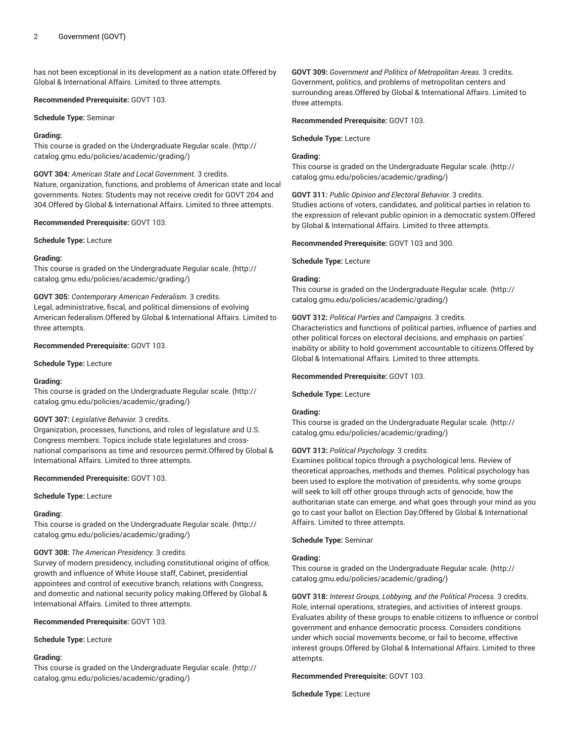has not been exceptional in its development as a nation state.Offered by Global & International Affairs. Limited to three attempts.

**Recommended Prerequisite:** GOVT 103.

**Schedule Type:** Seminar

**Grading:**
This course is graded on the Undergraduate Regular scale. (http://catalog.gmu.edu/policies/academic/grading/)

**GOVT 304:** *American State and Local Government.* 3 credits.
Nature, organization, functions, and problems of American state and local governments. Notes: Students may not receive credit for GOVT 204 and 304.Offered by Global & International Affairs. Limited to three attempts.

**Recommended Prerequisite:** GOVT 103.

**Schedule Type:** Lecture

**Grading:**
This course is graded on the Undergraduate Regular scale. (http://catalog.gmu.edu/policies/academic/grading/)

**GOVT 305:** *Contemporary American Federalism.* 3 credits.
Legal, administrative, fiscal, and political dimensions of evolving American federalism.Offered by Global & International Affairs. Limited to three attempts.

**Recommended Prerequisite:** GOVT 103.

**Schedule Type:** Lecture

**Grading:**
This course is graded on the Undergraduate Regular scale. (http://catalog.gmu.edu/policies/academic/grading/)

**GOVT 307:** *Legislative Behavior.* 3 credits.
Organization, processes, functions, and roles of legislature and U.S. Congress members. Topics include state legislatures and cross-national comparisons as time and resources permit.Offered by Global & International Affairs. Limited to three attempts.

**Recommended Prerequisite:** GOVT 103.

**Schedule Type:** Lecture

**Grading:**
This course is graded on the Undergraduate Regular scale. (http://catalog.gmu.edu/policies/academic/grading/)

**GOVT 308:** *The American Presidency.* 3 credits.
Survey of modern presidency, including constitutional origins of office, growth and influence of White House staff, Cabinet, presidential appointees and control of executive branch, relations with Congress, and domestic and national security policy making.Offered by Global & International Affairs. Limited to three attempts.

**Recommended Prerequisite:** GOVT 103.

**Schedule Type:** Lecture

**Grading:**
This course is graded on the Undergraduate Regular scale. (http://catalog.gmu.edu/policies/academic/grading/)

**GOVT 309:** *Government and Politics of Metropolitan Areas.* 3 credits.
Government, politics, and problems of metropolitan centers and surrounding areas.Offered by Global & International Affairs. Limited to three attempts.

**Recommended Prerequisite:** GOVT 103.

**Schedule Type:** Lecture

**Grading:**
This course is graded on the Undergraduate Regular scale. (http://catalog.gmu.edu/policies/academic/grading/)

**GOVT 311:** *Public Opinion and Electoral Behavior.* 3 credits.
Studies actions of voters, candidates, and political parties in relation to the expression of relevant public opinion in a democratic system.Offered by Global & International Affairs. Limited to three attempts.

**Recommended Prerequisite:** GOVT 103 and 300.

**Schedule Type:** Lecture

**Grading:**
This course is graded on the Undergraduate Regular scale. (http://catalog.gmu.edu/policies/academic/grading/)

**GOVT 312:** *Political Parties and Campaigns.* 3 credits.
Characteristics and functions of political parties, influence of parties and other political forces on electoral decisions, and emphasis on parties' inability or ability to hold government accountable to citizens.Offered by Global & International Affairs. Limited to three attempts.

**Recommended Prerequisite:** GOVT 103.

**Schedule Type:** Lecture

**Grading:**
This course is graded on the Undergraduate Regular scale. (http://catalog.gmu.edu/policies/academic/grading/)

**GOVT 313:** *Political Psychology.* 3 credits.
Examines political topics through a psychological lens. Review of theoretical approaches, methods and themes. Political psychology has been used to explore the motivation of presidents, why some groups will seek to kill off other groups through acts of genocide, how the authoritarian state can emerge, and what goes through your mind as you go to cast your ballot on Election Day.Offered by Global & International Affairs. Limited to three attempts.

**Schedule Type:** Seminar

**Grading:**
This course is graded on the Undergraduate Regular scale. (http://catalog.gmu.edu/policies/academic/grading/)

**GOVT 318:** *Interest Groups, Lobbying, and the Political Process.* 3 credits.
Role, internal operations, strategies, and activities of interest groups. Evaluates ability of these groups to enable citizens to influence or control government and enhance democratic process. Considers conditions under which social movements become, or fail to become, effective interest groups.Offered by Global & International Affairs. Limited to three attempts.

**Recommended Prerequisite:** GOVT 103.

**Schedule Type:** Lecture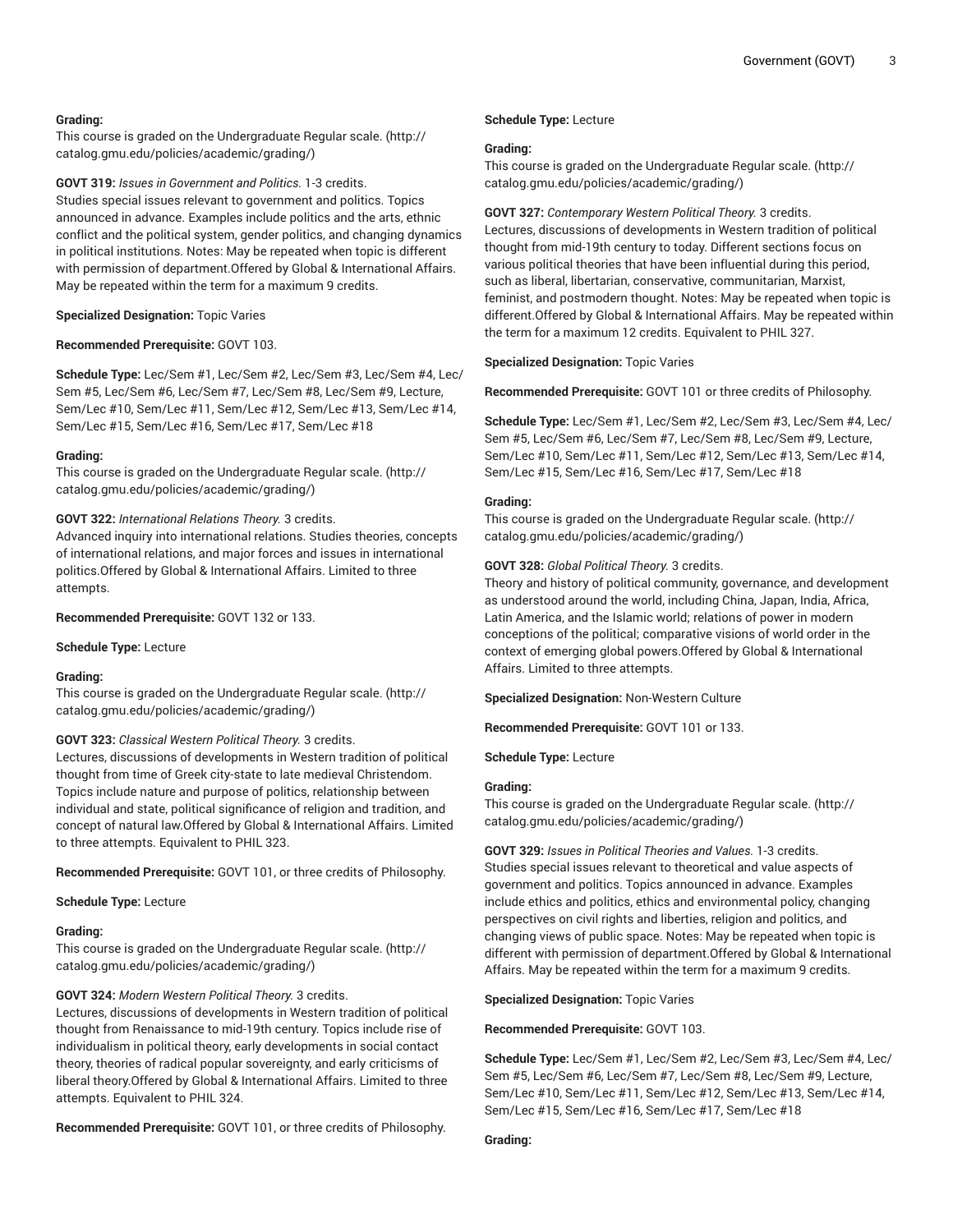**Grading:**
This course is graded on the Undergraduate Regular scale. (http://catalog.gmu.edu/policies/academic/grading/)

**GOVT 319:** *Issues in Government and Politics.* 1-3 credits.
Studies special issues relevant to government and politics. Topics announced in advance. Examples include politics and the arts, ethnic conflict and the political system, gender politics, and changing dynamics in political institutions. Notes: May be repeated when topic is different with permission of department.Offered by Global & International Affairs. May be repeated within the term for a maximum 9 credits.

**Specialized Designation:** Topic Varies

**Recommended Prerequisite:** GOVT 103.

**Schedule Type:** Lec/Sem #1, Lec/Sem #2, Lec/Sem #3, Lec/Sem #4, Lec/Sem #5, Lec/Sem #6, Lec/Sem #7, Lec/Sem #8, Lec/Sem #9, Lecture, Sem/Lec #10, Sem/Lec #11, Sem/Lec #12, Sem/Lec #13, Sem/Lec #14, Sem/Lec #15, Sem/Lec #16, Sem/Lec #17, Sem/Lec #18

**Grading:**
This course is graded on the Undergraduate Regular scale. (http://catalog.gmu.edu/policies/academic/grading/)

**GOVT 322:** *International Relations Theory.* 3 credits.
Advanced inquiry into international relations. Studies theories, concepts of international relations, and major forces and issues in international politics.Offered by Global & International Affairs. Limited to three attempts.

**Recommended Prerequisite:** GOVT 132 or 133.

**Schedule Type:** Lecture

**Grading:**
This course is graded on the Undergraduate Regular scale. (http://catalog.gmu.edu/policies/academic/grading/)

**GOVT 323:** *Classical Western Political Theory.* 3 credits.
Lectures, discussions of developments in Western tradition of political thought from time of Greek city-state to late medieval Christendom. Topics include nature and purpose of politics, relationship between individual and state, political significance of religion and tradition, and concept of natural law.Offered by Global & International Affairs. Limited to three attempts. Equivalent to PHIL 323.

**Recommended Prerequisite:** GOVT 101, or three credits of Philosophy.

**Schedule Type:** Lecture

**Grading:**
This course is graded on the Undergraduate Regular scale. (http://catalog.gmu.edu/policies/academic/grading/)

**GOVT 324:** *Modern Western Political Theory.* 3 credits.
Lectures, discussions of developments in Western tradition of political thought from Renaissance to mid-19th century. Topics include rise of individualism in political theory, early developments in social contact theory, theories of radical popular sovereignty, and early criticisms of liberal theory.Offered by Global & International Affairs. Limited to three attempts. Equivalent to PHIL 324.

**Recommended Prerequisite:** GOVT 101, or three credits of Philosophy.

**Schedule Type:** Lecture

**Grading:**
This course is graded on the Undergraduate Regular scale. (http://catalog.gmu.edu/policies/academic/grading/)

**GOVT 327:** *Contemporary Western Political Theory.* 3 credits.
Lectures, discussions of developments in Western tradition of political thought from mid-19th century to today. Different sections focus on various political theories that have been influential during this period, such as liberal, libertarian, conservative, communitarian, Marxist, feminist, and postmodern thought. Notes: May be repeated when topic is different.Offered by Global & International Affairs. May be repeated within the term for a maximum 12 credits. Equivalent to PHIL 327.

**Specialized Designation:** Topic Varies

**Recommended Prerequisite:** GOVT 101 or three credits of Philosophy.

**Schedule Type:** Lec/Sem #1, Lec/Sem #2, Lec/Sem #3, Lec/Sem #4, Lec/Sem #5, Lec/Sem #6, Lec/Sem #7, Lec/Sem #8, Lec/Sem #9, Lecture, Sem/Lec #10, Sem/Lec #11, Sem/Lec #12, Sem/Lec #13, Sem/Lec #14, Sem/Lec #15, Sem/Lec #16, Sem/Lec #17, Sem/Lec #18

**Grading:**
This course is graded on the Undergraduate Regular scale. (http://catalog.gmu.edu/policies/academic/grading/)

**GOVT 328:** *Global Political Theory.* 3 credits.
Theory and history of political community, governance, and development as understood around the world, including China, Japan, India, Africa, Latin America, and the Islamic world; relations of power in modern conceptions of the political; comparative visions of world order in the context of emerging global powers.Offered by Global & International Affairs. Limited to three attempts.

**Specialized Designation:** Non-Western Culture

**Recommended Prerequisite:** GOVT 101 or 133.

**Schedule Type:** Lecture

**Grading:**
This course is graded on the Undergraduate Regular scale. (http://catalog.gmu.edu/policies/academic/grading/)

**GOVT 329:** *Issues in Political Theories and Values.* 1-3 credits.
Studies special issues relevant to theoretical and value aspects of government and politics. Topics announced in advance. Examples include ethics and politics, ethics and environmental policy, changing perspectives on civil rights and liberties, religion and politics, and changing views of public space. Notes: May be repeated when topic is different with permission of department.Offered by Global & International Affairs. May be repeated within the term for a maximum 9 credits.

**Specialized Designation:** Topic Varies

**Recommended Prerequisite:** GOVT 103.

**Schedule Type:** Lec/Sem #1, Lec/Sem #2, Lec/Sem #3, Lec/Sem #4, Lec/Sem #5, Lec/Sem #6, Lec/Sem #7, Lec/Sem #8, Lec/Sem #9, Lecture, Sem/Lec #10, Sem/Lec #11, Sem/Lec #12, Sem/Lec #13, Sem/Lec #14, Sem/Lec #15, Sem/Lec #16, Sem/Lec #17, Sem/Lec #18

**Grading:**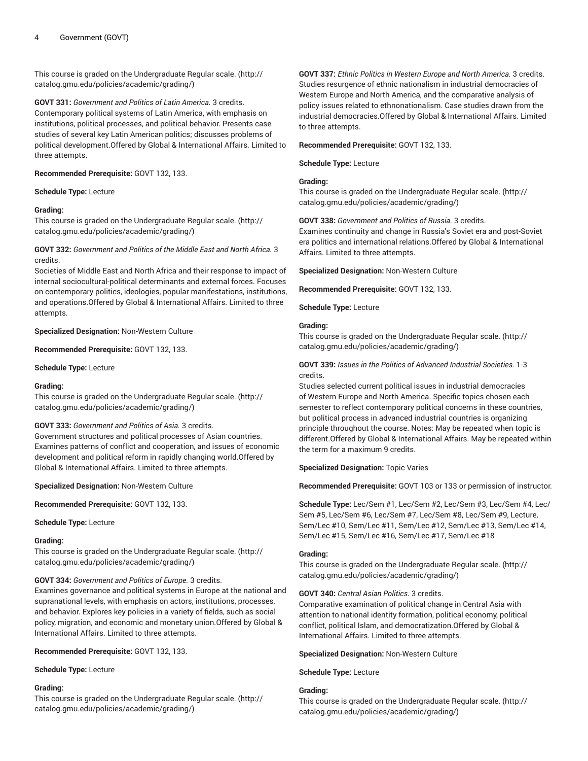This course is graded on the Undergraduate Regular scale. (http://catalog.gmu.edu/policies/academic/grading/)

**GOVT 331:** *Government and Politics of Latin America.* 3 credits.
Contemporary political systems of Latin America, with emphasis on institutions, political processes, and political behavior. Presents case studies of several key Latin American politics; discusses problems of political development.Offered by Global & International Affairs. Limited to three attempts.

**Recommended Prerequisite:** GOVT 132, 133.

**Schedule Type:** Lecture

**Grading:**
This course is graded on the Undergraduate Regular scale. (http://catalog.gmu.edu/policies/academic/grading/)

**GOVT 332:** *Government and Politics of the Middle East and North Africa.* 3 credits.
Societies of Middle East and North Africa and their response to impact of internal sociocultural-political determinants and external forces. Focuses on contemporary politics, ideologies, popular manifestations, institutions, and operations.Offered by Global & International Affairs. Limited to three attempts.

**Specialized Designation:** Non-Western Culture

**Recommended Prerequisite:** GOVT 132, 133.

**Schedule Type:** Lecture

**Grading:**
This course is graded on the Undergraduate Regular scale. (http://catalog.gmu.edu/policies/academic/grading/)

**GOVT 333:** *Government and Politics of Asia.* 3 credits.
Government structures and political processes of Asian countries. Examines patterns of conflict and cooperation, and issues of economic development and political reform in rapidly changing world.Offered by Global & International Affairs. Limited to three attempts.

**Specialized Designation:** Non-Western Culture

**Recommended Prerequisite:** GOVT 132, 133.

**Schedule Type:** Lecture

**Grading:**
This course is graded on the Undergraduate Regular scale. (http://catalog.gmu.edu/policies/academic/grading/)

**GOVT 334:** *Government and Politics of Europe.* 3 credits.
Examines governance and political systems in Europe at the national and supranational levels, with emphasis on actors, institutions, processes, and behavior. Explores key policies in a variety of fields, such as social policy, migration, and economic and monetary union.Offered by Global & International Affairs. Limited to three attempts.

**Recommended Prerequisite:** GOVT 132, 133.

**Schedule Type:** Lecture

**Grading:**
This course is graded on the Undergraduate Regular scale. (http://catalog.gmu.edu/policies/academic/grading/)

**GOVT 337:** *Ethnic Politics in Western Europe and North America.* 3 credits.
Studies resurgence of ethnic nationalism in industrial democracies of Western Europe and North America, and the comparative analysis of policy issues related to ethnonationalism. Case studies drawn from the industrial democracies.Offered by Global & International Affairs. Limited to three attempts.

**Recommended Prerequisite:** GOVT 132, 133.

**Schedule Type:** Lecture

**Grading:**
This course is graded on the Undergraduate Regular scale. (http://catalog.gmu.edu/policies/academic/grading/)

**GOVT 338:** *Government and Politics of Russia.* 3 credits.
Examines continuity and change in Russia's Soviet era and post-Soviet era politics and international relations.Offered by Global & International Affairs. Limited to three attempts.

**Specialized Designation:** Non-Western Culture

**Recommended Prerequisite:** GOVT 132, 133.

**Schedule Type:** Lecture

**Grading:**
This course is graded on the Undergraduate Regular scale. (http://catalog.gmu.edu/policies/academic/grading/)

**GOVT 339:** *Issues in the Politics of Advanced Industrial Societies.* 1-3 credits.
Studies selected current political issues in industrial democracies of Western Europe and North America. Specific topics chosen each semester to reflect contemporary political concerns in these countries, but political process in advanced industrial countries is organizing principle throughout the course. Notes: May be repeated when topic is different.Offered by Global & International Affairs. May be repeated within the term for a maximum 9 credits.

**Specialized Designation:** Topic Varies

**Recommended Prerequisite:** GOVT 103 or 133 or permission of instructor.

**Schedule Type:** Lec/Sem #1, Lec/Sem #2, Lec/Sem #3, Lec/Sem #4, Lec/Sem #5, Lec/Sem #6, Lec/Sem #7, Lec/Sem #8, Lec/Sem #9, Lecture, Sem/Lec #10, Sem/Lec #11, Sem/Lec #12, Sem/Lec #13, Sem/Lec #14, Sem/Lec #15, Sem/Lec #16, Sem/Lec #17, Sem/Lec #18

**Grading:**
This course is graded on the Undergraduate Regular scale. (http://catalog.gmu.edu/policies/academic/grading/)

**GOVT 340:** *Central Asian Politics.* 3 credits.
Comparative examination of political change in Central Asia with attention to national identity formation, political economy, political conflict, political Islam, and democratization.Offered by Global & International Affairs. Limited to three attempts.

**Specialized Designation:** Non-Western Culture

**Schedule Type:** Lecture

**Grading:**
This course is graded on the Undergraduate Regular scale. (http://catalog.gmu.edu/policies/academic/grading/)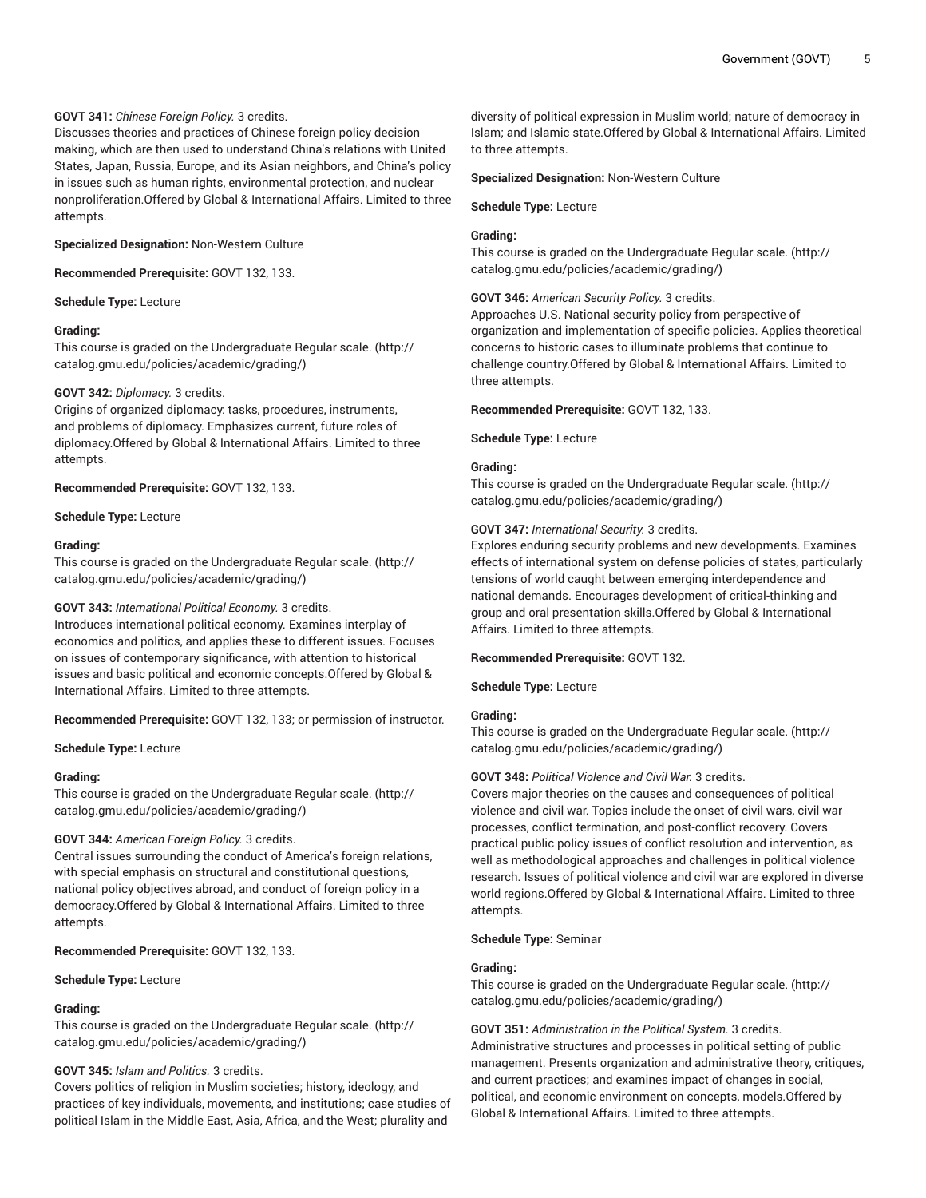**GOVT 341:** *Chinese Foreign Policy.* 3 credits.
Discusses theories and practices of Chinese foreign policy decision making, which are then used to understand China's relations with United States, Japan, Russia, Europe, and its Asian neighbors, and China's policy in issues such as human rights, environmental protection, and nuclear nonproliferation.Offered by Global & International Affairs. Limited to three attempts.

**Specialized Designation:** Non-Western Culture

**Recommended Prerequisite:** GOVT 132, 133.

**Schedule Type:** Lecture

**Grading:**
This course is graded on the Undergraduate Regular scale. (http://catalog.gmu.edu/policies/academic/grading/)

**GOVT 342:** *Diplomacy.* 3 credits.
Origins of organized diplomacy: tasks, procedures, instruments, and problems of diplomacy. Emphasizes current, future roles of diplomacy.Offered by Global & International Affairs. Limited to three attempts.

**Recommended Prerequisite:** GOVT 132, 133.

**Schedule Type:** Lecture

**Grading:**
This course is graded on the Undergraduate Regular scale. (http://catalog.gmu.edu/policies/academic/grading/)

**GOVT 343:** *International Political Economy.* 3 credits.
Introduces international political economy. Examines interplay of economics and politics, and applies these to different issues. Focuses on issues of contemporary significance, with attention to historical issues and basic political and economic concepts.Offered by Global & International Affairs. Limited to three attempts.

**Recommended Prerequisite:** GOVT 132, 133; or permission of instructor.

**Schedule Type:** Lecture

**Grading:**
This course is graded on the Undergraduate Regular scale. (http://catalog.gmu.edu/policies/academic/grading/)

**GOVT 344:** *American Foreign Policy.* 3 credits.
Central issues surrounding the conduct of America's foreign relations, with special emphasis on structural and constitutional questions, national policy objectives abroad, and conduct of foreign policy in a democracy.Offered by Global & International Affairs. Limited to three attempts.

**Recommended Prerequisite:** GOVT 132, 133.

**Schedule Type:** Lecture

**Grading:**
This course is graded on the Undergraduate Regular scale. (http://catalog.gmu.edu/policies/academic/grading/)

**GOVT 345:** *Islam and Politics.* 3 credits.
Covers politics of religion in Muslim societies; history, ideology, and practices of key individuals, movements, and institutions; case studies of political Islam in the Middle East, Asia, Africa, and the West; plurality and diversity of political expression in Muslim world; nature of democracy in Islam; and Islamic state.Offered by Global & International Affairs. Limited to three attempts.

**Specialized Designation:** Non-Western Culture

**Schedule Type:** Lecture

**Grading:**
This course is graded on the Undergraduate Regular scale. (http://catalog.gmu.edu/policies/academic/grading/)

**GOVT 346:** *American Security Policy.* 3 credits.
Approaches U.S. National security policy from perspective of organization and implementation of specific policies. Applies theoretical concerns to historic cases to illuminate problems that continue to challenge country.Offered by Global & International Affairs. Limited to three attempts.

**Recommended Prerequisite:** GOVT 132, 133.

**Schedule Type:** Lecture

**Grading:**
This course is graded on the Undergraduate Regular scale. (http://catalog.gmu.edu/policies/academic/grading/)

**GOVT 347:** *International Security.* 3 credits.
Explores enduring security problems and new developments. Examines effects of international system on defense policies of states, particularly tensions of world caught between emerging interdependence and national demands. Encourages development of critical-thinking and group and oral presentation skills.Offered by Global & International Affairs. Limited to three attempts.

**Recommended Prerequisite:** GOVT 132.

**Schedule Type:** Lecture

**Grading:**
This course is graded on the Undergraduate Regular scale. (http://catalog.gmu.edu/policies/academic/grading/)

**GOVT 348:** *Political Violence and Civil War.* 3 credits.
Covers major theories on the causes and consequences of political violence and civil war. Topics include the onset of civil wars, civil war processes, conflict termination, and post-conflict recovery. Covers practical public policy issues of conflict resolution and intervention, as well as methodological approaches and challenges in political violence research. Issues of political violence and civil war are explored in diverse world regions.Offered by Global & International Affairs. Limited to three attempts.

**Schedule Type:** Seminar

**Grading:**
This course is graded on the Undergraduate Regular scale. (http://catalog.gmu.edu/policies/academic/grading/)

**GOVT 351:** *Administration in the Political System.* 3 credits.
Administrative structures and processes in political setting of public management. Presents organization and administrative theory, critiques, and current practices; and examines impact of changes in social, political, and economic environment on concepts, models.Offered by Global & International Affairs. Limited to three attempts.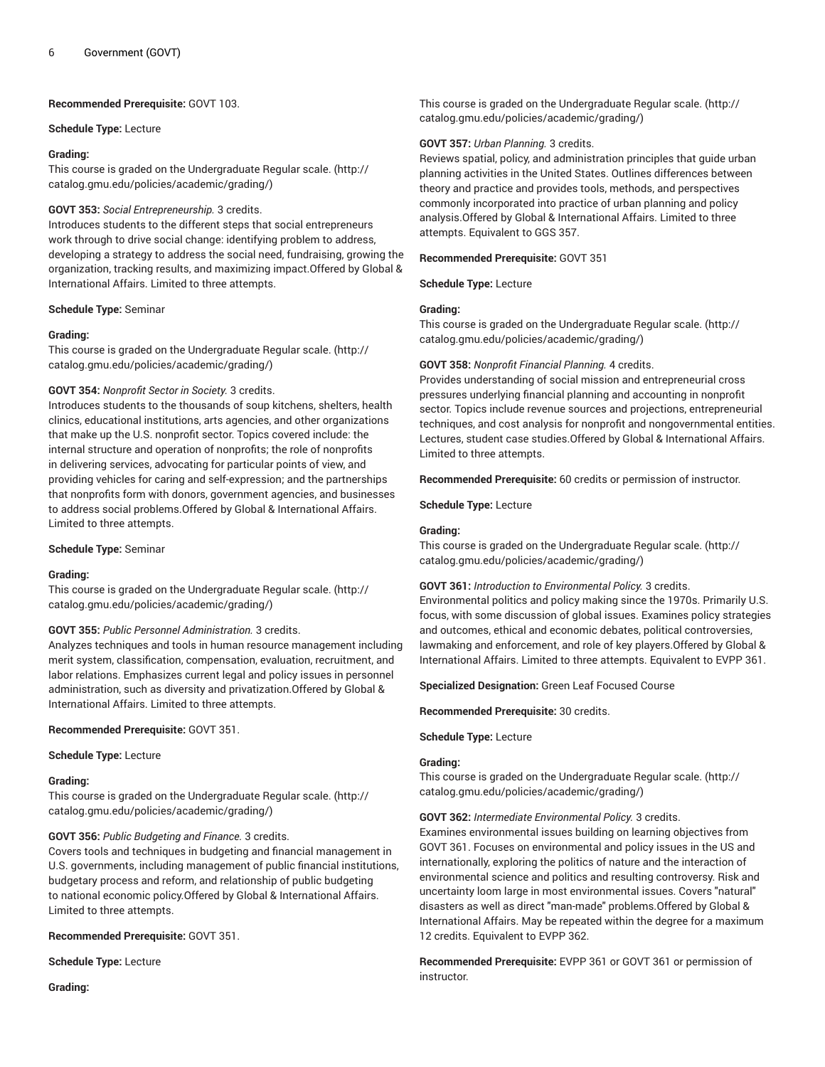**Recommended Prerequisite:** GOVT 103.

**Schedule Type:** Lecture

**Grading:**
This course is graded on the Undergraduate Regular scale. (http://catalog.gmu.edu/policies/academic/grading/)

**GOVT 353:** *Social Entrepreneurship.* 3 credits.
Introduces students to the different steps that social entrepreneurs work through to drive social change: identifying problem to address, developing a strategy to address the social need, fundraising, growing the organization, tracking results, and maximizing impact.Offered by Global & International Affairs. Limited to three attempts.

**Schedule Type:** Seminar

**Grading:**
This course is graded on the Undergraduate Regular scale. (http://catalog.gmu.edu/policies/academic/grading/)

**GOVT 354:** *Nonprofit Sector in Society.* 3 credits.
Introduces students to the thousands of soup kitchens, shelters, health clinics, educational institutions, arts agencies, and other organizations that make up the U.S. nonprofit sector. Topics covered include: the internal structure and operation of nonprofits; the role of nonprofits in delivering services, advocating for particular points of view, and providing vehicles for caring and self-expression; and the partnerships that nonprofits form with donors, government agencies, and businesses to address social problems.Offered by Global & International Affairs. Limited to three attempts.

**Schedule Type:** Seminar

**Grading:**
This course is graded on the Undergraduate Regular scale. (http://catalog.gmu.edu/policies/academic/grading/)

**GOVT 355:** *Public Personnel Administration.* 3 credits.
Analyzes techniques and tools in human resource management including merit system, classification, compensation, evaluation, recruitment, and labor relations. Emphasizes current legal and policy issues in personnel administration, such as diversity and privatization.Offered by Global & International Affairs. Limited to three attempts.

**Recommended Prerequisite:** GOVT 351.

**Schedule Type:** Lecture

**Grading:**
This course is graded on the Undergraduate Regular scale. (http://catalog.gmu.edu/policies/academic/grading/)

**GOVT 356:** *Public Budgeting and Finance.* 3 credits.
Covers tools and techniques in budgeting and financial management in U.S. governments, including management of public financial institutions, budgetary process and reform, and relationship of public budgeting to national economic policy.Offered by Global & International Affairs. Limited to three attempts.

**Recommended Prerequisite:** GOVT 351.

**Schedule Type:** Lecture

**Grading:**
This course is graded on the Undergraduate Regular scale. (http://catalog.gmu.edu/policies/academic/grading/)

**GOVT 357:** *Urban Planning.* 3 credits.
Reviews spatial, policy, and administration principles that guide urban planning activities in the United States. Outlines differences between theory and practice and provides tools, methods, and perspectives commonly incorporated into practice of urban planning and policy analysis.Offered by Global & International Affairs. Limited to three attempts. Equivalent to GGS 357.

**Recommended Prerequisite:** GOVT 351

**Schedule Type:** Lecture

**Grading:**
This course is graded on the Undergraduate Regular scale. (http://catalog.gmu.edu/policies/academic/grading/)

**GOVT 358:** *Nonprofit Financial Planning.* 4 credits.
Provides understanding of social mission and entrepreneurial cross pressures underlying financial planning and accounting in nonprofit sector. Topics include revenue sources and projections, entrepreneurial techniques, and cost analysis for nonprofit and nongovernmental entities. Lectures, student case studies.Offered by Global & International Affairs. Limited to three attempts.

**Recommended Prerequisite:** 60 credits or permission of instructor.

**Schedule Type:** Lecture

**Grading:**
This course is graded on the Undergraduate Regular scale. (http://catalog.gmu.edu/policies/academic/grading/)

**GOVT 361:** *Introduction to Environmental Policy.* 3 credits.
Environmental politics and policy making since the 1970s. Primarily U.S. focus, with some discussion of global issues. Examines policy strategies and outcomes, ethical and economic debates, political controversies, lawmaking and enforcement, and role of key players.Offered by Global & International Affairs. Limited to three attempts. Equivalent to EVPP 361.

**Specialized Designation:** Green Leaf Focused Course

**Recommended Prerequisite:** 30 credits.

**Schedule Type:** Lecture

**Grading:**
This course is graded on the Undergraduate Regular scale. (http://catalog.gmu.edu/policies/academic/grading/)

**GOVT 362:** *Intermediate Environmental Policy.* 3 credits.
Examines environmental issues building on learning objectives from GOVT 361. Focuses on environmental and policy issues in the US and internationally, exploring the politics of nature and the interaction of environmental science and politics and resulting controversy. Risk and uncertainty loom large in most environmental issues. Covers "natural" disasters as well as direct "man-made" problems.Offered by Global & International Affairs. May be repeated within the degree for a maximum 12 credits. Equivalent to EVPP 362.

**Recommended Prerequisite:** EVPP 361 or GOVT 361 or permission of instructor.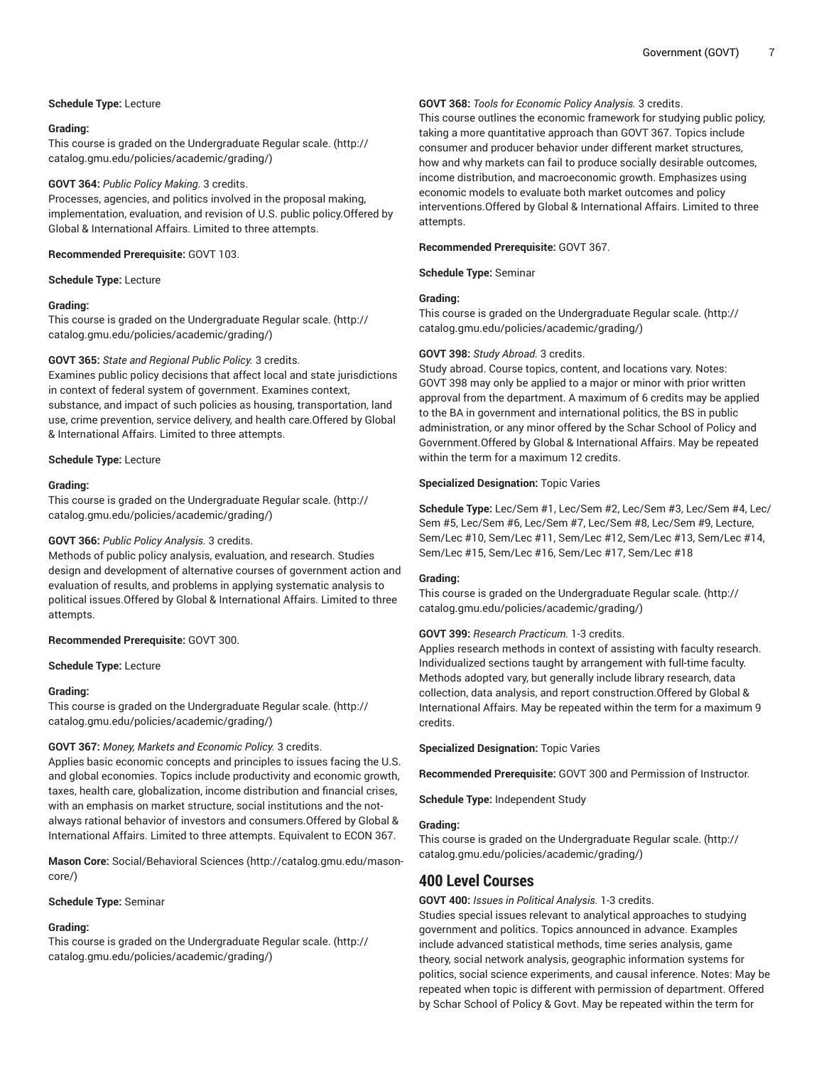**Schedule Type:** Lecture

**Grading:**
This course is graded on the Undergraduate Regular scale. (http://catalog.gmu.edu/policies/academic/grading/)

**GOVT 364:** *Public Policy Making.* 3 credits.
Processes, agencies, and politics involved in the proposal making, implementation, evaluation, and revision of U.S. public policy.Offered by Global & International Affairs. Limited to three attempts.

**Recommended Prerequisite:** GOVT 103.

**Schedule Type:** Lecture

**Grading:**
This course is graded on the Undergraduate Regular scale. (http://catalog.gmu.edu/policies/academic/grading/)

**GOVT 365:** *State and Regional Public Policy.* 3 credits.
Examines public policy decisions that affect local and state jurisdictions in context of federal system of government. Examines context, substance, and impact of such policies as housing, transportation, land use, crime prevention, service delivery, and health care.Offered by Global & International Affairs. Limited to three attempts.

**Schedule Type:** Lecture

**Grading:**
This course is graded on the Undergraduate Regular scale. (http://catalog.gmu.edu/policies/academic/grading/)

**GOVT 366:** *Public Policy Analysis.* 3 credits.
Methods of public policy analysis, evaluation, and research. Studies design and development of alternative courses of government action and evaluation of results, and problems in applying systematic analysis to political issues.Offered by Global & International Affairs. Limited to three attempts.

**Recommended Prerequisite:** GOVT 300.

**Schedule Type:** Lecture

**Grading:**
This course is graded on the Undergraduate Regular scale. (http://catalog.gmu.edu/policies/academic/grading/)

**GOVT 367:** *Money, Markets and Economic Policy.* 3 credits.
Applies basic economic concepts and principles to issues facing the U.S. and global economies. Topics include productivity and economic growth, taxes, health care, globalization, income distribution and financial crises, with an emphasis on market structure, social institutions and the not-always rational behavior of investors and consumers.Offered by Global & International Affairs. Limited to three attempts. Equivalent to ECON 367.

**Mason Core:** Social/Behavioral Sciences (http://catalog.gmu.edu/mason-core/)

**Schedule Type:** Seminar

**Grading:**
This course is graded on the Undergraduate Regular scale. (http://catalog.gmu.edu/policies/academic/grading/)

**GOVT 368:** *Tools for Economic Policy Analysis.* 3 credits.
This course outlines the economic framework for studying public policy, taking a more quantitative approach than GOVT 367. Topics include consumer and producer behavior under different market structures, how and why markets can fail to produce socially desirable outcomes, income distribution, and macroeconomic growth. Emphasizes using economic models to evaluate both market outcomes and policy interventions.Offered by Global & International Affairs. Limited to three attempts.

**Recommended Prerequisite:** GOVT 367.

**Schedule Type:** Seminar

**Grading:**
This course is graded on the Undergraduate Regular scale. (http://catalog.gmu.edu/policies/academic/grading/)

**GOVT 398:** *Study Abroad.* 3 credits.
Study abroad. Course topics, content, and locations vary. Notes: GOVT 398 may only be applied to a major or minor with prior written approval from the department. A maximum of 6 credits may be applied to the BA in government and international politics, the BS in public administration, or any minor offered by the Schar School of Policy and Government.Offered by Global & International Affairs. May be repeated within the term for a maximum 12 credits.

**Specialized Designation:** Topic Varies

**Schedule Type:** Lec/Sem #1, Lec/Sem #2, Lec/Sem #3, Lec/Sem #4, Lec/Sem #5, Lec/Sem #6, Lec/Sem #7, Lec/Sem #8, Lec/Sem #9, Lecture, Sem/Lec #10, Sem/Lec #11, Sem/Lec #12, Sem/Lec #13, Sem/Lec #14, Sem/Lec #15, Sem/Lec #16, Sem/Lec #17, Sem/Lec #18

**Grading:**
This course is graded on the Undergraduate Regular scale. (http://catalog.gmu.edu/policies/academic/grading/)

**GOVT 399:** *Research Practicum.* 1-3 credits.
Applies research methods in context of assisting with faculty research. Individualized sections taught by arrangement with full-time faculty. Methods adopted vary, but generally include library research, data collection, data analysis, and report construction.Offered by Global & International Affairs. May be repeated within the term for a maximum 9 credits.

**Specialized Designation:** Topic Varies

**Recommended Prerequisite:** GOVT 300 and Permission of Instructor.

**Schedule Type:** Independent Study

**Grading:**
This course is graded on the Undergraduate Regular scale. (http://catalog.gmu.edu/policies/academic/grading/)

## 400 Level Courses

**GOVT 400:** *Issues in Political Analysis.* 1-3 credits.
Studies special issues relevant to analytical approaches to studying government and politics. Topics announced in advance. Examples include advanced statistical methods, time series analysis, game theory, social network analysis, geographic information systems for politics, social science experiments, and causal inference. Notes: May be repeated when topic is different with permission of department. Offered by Schar School of Policy & Govt. May be repeated within the term for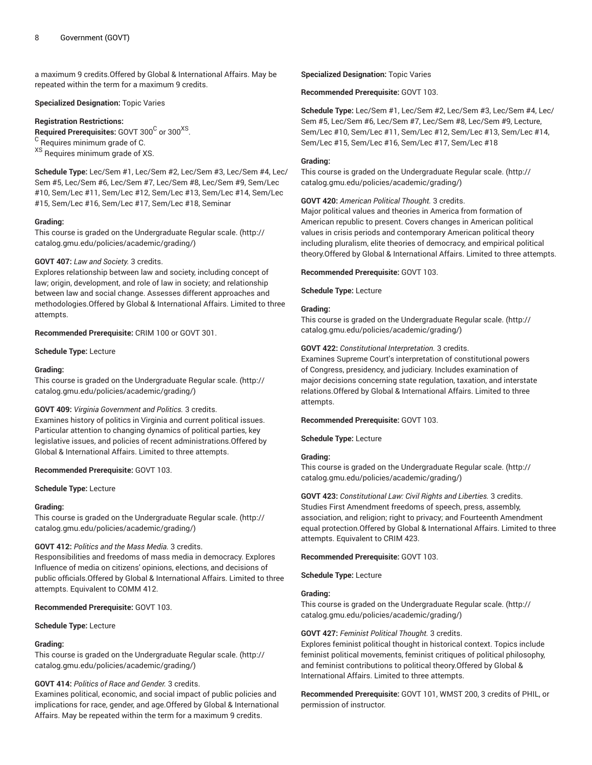a maximum 9 credits.Offered by Global & International Affairs. May be repeated within the term for a maximum 9 credits.

**Specialized Designation:** Topic Varies

**Registration Restrictions:**
**Required Prerequisites:** GOVT 300[C] or 300[XS].
[C] Requires minimum grade of C.
[XS] Requires minimum grade of XS.

**Schedule Type:** Lec/Sem #1, Lec/Sem #2, Lec/Sem #3, Lec/Sem #4, Lec/Sem #5, Lec/Sem #6, Lec/Sem #7, Lec/Sem #8, Lec/Sem #9, Sem/Lec #10, Sem/Lec #11, Sem/Lec #12, Sem/Lec #13, Sem/Lec #14, Sem/Lec #15, Sem/Lec #16, Sem/Lec #17, Sem/Lec #18, Seminar

**Grading:**
This course is graded on the Undergraduate Regular scale. (http://catalog.gmu.edu/policies/academic/grading/)

**GOVT 407:** *Law and Society.* 3 credits.
Explores relationship between law and society, including concept of law; origin, development, and role of law in society; and relationship between law and social change. Assesses different approaches and methodologies.Offered by Global & International Affairs. Limited to three attempts.

**Recommended Prerequisite:** CRIM 100 or GOVT 301.

**Schedule Type:** Lecture

**Grading:**
This course is graded on the Undergraduate Regular scale. (http://catalog.gmu.edu/policies/academic/grading/)

**GOVT 409:** *Virginia Government and Politics.* 3 credits.
Examines history of politics in Virginia and current political issues. Particular attention to changing dynamics of political parties, key legislative issues, and policies of recent administrations.Offered by Global & International Affairs. Limited to three attempts.

**Recommended Prerequisite:** GOVT 103.

**Schedule Type:** Lecture

**Grading:**
This course is graded on the Undergraduate Regular scale. (http://catalog.gmu.edu/policies/academic/grading/)

**GOVT 412:** *Politics and the Mass Media.* 3 credits.
Responsibilities and freedoms of mass media in democracy. Explores Influence of media on citizens' opinions, elections, and decisions of public officials.Offered by Global & International Affairs. Limited to three attempts. Equivalent to COMM 412.

**Recommended Prerequisite:** GOVT 103.

**Schedule Type:** Lecture

**Grading:**
This course is graded on the Undergraduate Regular scale. (http://catalog.gmu.edu/policies/academic/grading/)

**GOVT 414:** *Politics of Race and Gender.* 3 credits.
Examines political, economic, and social impact of public policies and implications for race, gender, and age.Offered by Global & International Affairs. May be repeated within the term for a maximum 9 credits.

**Specialized Designation:** Topic Varies

**Recommended Prerequisite:** GOVT 103.

**Schedule Type:** Lec/Sem #1, Lec/Sem #2, Lec/Sem #3, Lec/Sem #4, Lec/Sem #5, Lec/Sem #6, Lec/Sem #7, Lec/Sem #8, Lec/Sem #9, Lecture, Sem/Lec #10, Sem/Lec #11, Sem/Lec #12, Sem/Lec #13, Sem/Lec #14, Sem/Lec #15, Sem/Lec #16, Sem/Lec #17, Sem/Lec #18

**Grading:**
This course is graded on the Undergraduate Regular scale. (http://catalog.gmu.edu/policies/academic/grading/)

**GOVT 420:** *American Political Thought.* 3 credits.
Major political values and theories in America from formation of American republic to present. Covers changes in American political values in crisis periods and contemporary American political theory including pluralism, elite theories of democracy, and empirical political theory.Offered by Global & International Affairs. Limited to three attempts.

**Recommended Prerequisite:** GOVT 103.

**Schedule Type:** Lecture

**Grading:**
This course is graded on the Undergraduate Regular scale. (http://catalog.gmu.edu/policies/academic/grading/)

**GOVT 422:** *Constitutional Interpretation.* 3 credits.
Examines Supreme Court's interpretation of constitutional powers of Congress, presidency, and judiciary. Includes examination of major decisions concerning state regulation, taxation, and interstate relations.Offered by Global & International Affairs. Limited to three attempts.

**Recommended Prerequisite:** GOVT 103.

**Schedule Type:** Lecture

**Grading:**
This course is graded on the Undergraduate Regular scale. (http://catalog.gmu.edu/policies/academic/grading/)

**GOVT 423:** *Constitutional Law: Civil Rights and Liberties.* 3 credits.
Studies First Amendment freedoms of speech, press, assembly, association, and religion; right to privacy; and Fourteenth Amendment equal protection.Offered by Global & International Affairs. Limited to three attempts. Equivalent to CRIM 423.

**Recommended Prerequisite:** GOVT 103.

**Schedule Type:** Lecture

**Grading:**
This course is graded on the Undergraduate Regular scale. (http://catalog.gmu.edu/policies/academic/grading/)

**GOVT 427:** *Feminist Political Thought.* 3 credits.
Explores feminist political thought in historical context. Topics include feminist political movements, feminist critiques of political philosophy, and feminist contributions to political theory.Offered by Global & International Affairs. Limited to three attempts.

**Recommended Prerequisite:** GOVT 101, WMST 200, 3 credits of PHIL, or permission of instructor.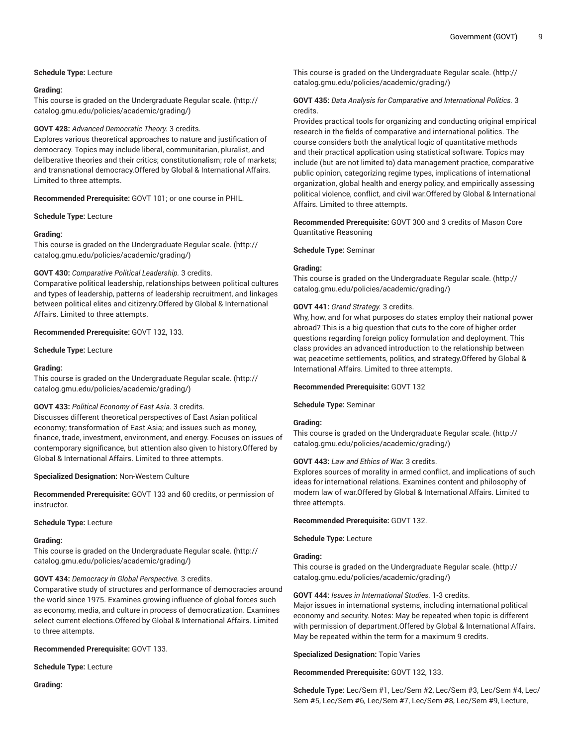**Schedule Type:** Lecture

**Grading:**

This course is graded on the Undergraduate Regular scale. (http://catalog.gmu.edu/policies/academic/grading/)

**GOVT 428:** *Advanced Democratic Theory.* 3 credits.

Explores various theoretical approaches to nature and justification of democracy. Topics may include liberal, communitarian, pluralist, and deliberative theories and their critics; constitutionalism; role of markets; and transnational democracy.Offered by Global & International Affairs. Limited to three attempts.

**Recommended Prerequisite:** GOVT 101; or one course in PHIL.

**Schedule Type:** Lecture

**Grading:**

This course is graded on the Undergraduate Regular scale. (http://catalog.gmu.edu/policies/academic/grading/)

**GOVT 430:** *Comparative Political Leadership.* 3 credits.

Comparative political leadership, relationships between political cultures and types of leadership, patterns of leadership recruitment, and linkages between political elites and citizenry.Offered by Global & International Affairs. Limited to three attempts.

**Recommended Prerequisite:** GOVT 132, 133.

**Schedule Type:** Lecture

**Grading:**

This course is graded on the Undergraduate Regular scale. (http://catalog.gmu.edu/policies/academic/grading/)

**GOVT 433:** *Political Economy of East Asia.* 3 credits.

Discusses different theoretical perspectives of East Asian political economy; transformation of East Asia; and issues such as money, finance, trade, investment, environment, and energy. Focuses on issues of contemporary significance, but attention also given to history.Offered by Global & International Affairs. Limited to three attempts.

**Specialized Designation:** Non-Western Culture

**Recommended Prerequisite:** GOVT 133 and 60 credits, or permission of instructor.

**Schedule Type:** Lecture

**Grading:**

This course is graded on the Undergraduate Regular scale. (http://catalog.gmu.edu/policies/academic/grading/)

**GOVT 434:** *Democracy in Global Perspective.* 3 credits.

Comparative study of structures and performance of democracies around the world since 1975. Examines growing influence of global forces such as economy, media, and culture in process of democratization. Examines select current elections.Offered by Global & International Affairs. Limited to three attempts.

**Recommended Prerequisite:** GOVT 133.

**Schedule Type:** Lecture

**Grading:**

This course is graded on the Undergraduate Regular scale. (http://catalog.gmu.edu/policies/academic/grading/)

**GOVT 435:** *Data Analysis for Comparative and International Politics.* 3 credits.

Provides practical tools for organizing and conducting original empirical research in the fields of comparative and international politics. The course considers both the analytical logic of quantitative methods and their practical application using statistical software. Topics may include (but are not limited to) data management practice, comparative public opinion, categorizing regime types, implications of international organization, global health and energy policy, and empirically assessing political violence, conflict, and civil war.Offered by Global & International Affairs. Limited to three attempts.

**Recommended Prerequisite:** GOVT 300 and 3 credits of Mason Core Quantitative Reasoning

**Schedule Type:** Seminar

**Grading:**

This course is graded on the Undergraduate Regular scale. (http://catalog.gmu.edu/policies/academic/grading/)

**GOVT 441:** *Grand Strategy.* 3 credits.

Why, how, and for what purposes do states employ their national power abroad? This is a big question that cuts to the core of higher-order questions regarding foreign policy formulation and deployment. This class provides an advanced introduction to the relationship between war, peacetime settlements, politics, and strategy.Offered by Global & International Affairs. Limited to three attempts.

**Recommended Prerequisite:** GOVT 132

**Schedule Type:** Seminar

**Grading:**

This course is graded on the Undergraduate Regular scale. (http://catalog.gmu.edu/policies/academic/grading/)

**GOVT 443:** *Law and Ethics of War.* 3 credits.

Explores sources of morality in armed conflict, and implications of such ideas for international relations. Examines content and philosophy of modern law of war.Offered by Global & International Affairs. Limited to three attempts.

**Recommended Prerequisite:** GOVT 132.

**Schedule Type:** Lecture

**Grading:**

This course is graded on the Undergraduate Regular scale. (http://catalog.gmu.edu/policies/academic/grading/)

**GOVT 444:** *Issues in International Studies.* 1-3 credits.

Major issues in international systems, including international political economy and security. Notes: May be repeated when topic is different with permission of department.Offered by Global & International Affairs. May be repeated within the term for a maximum 9 credits.

**Specialized Designation:** Topic Varies

**Recommended Prerequisite:** GOVT 132, 133.

**Schedule Type:** Lec/Sem #1, Lec/Sem #2, Lec/Sem #3, Lec/Sem #4, Lec/Sem #5, Lec/Sem #6, Lec/Sem #7, Lec/Sem #8, Lec/Sem #9, Lecture,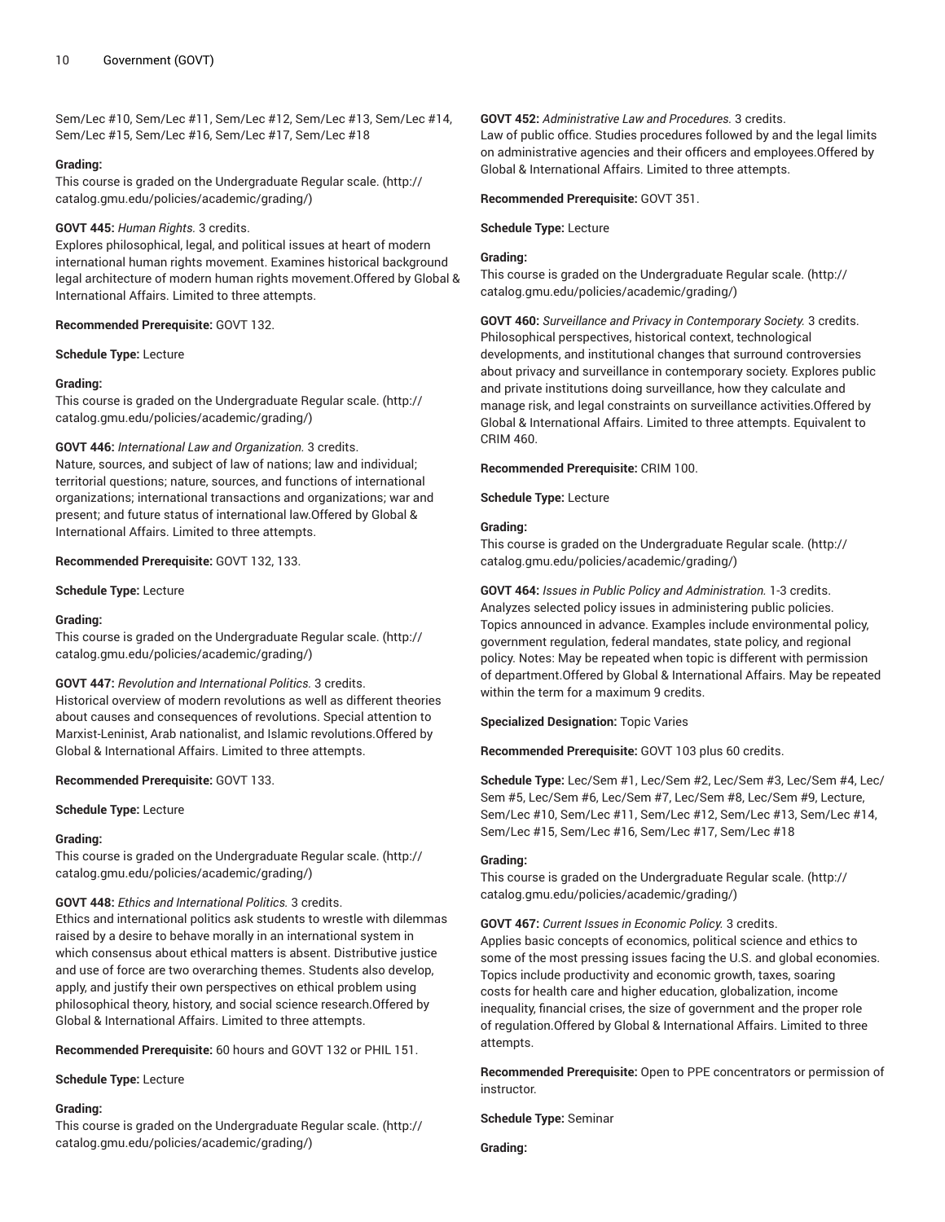Sem/Lec #10, Sem/Lec #11, Sem/Lec #12, Sem/Lec #13, Sem/Lec #14, Sem/Lec #15, Sem/Lec #16, Sem/Lec #17, Sem/Lec #18

**Grading:**
This course is graded on the Undergraduate Regular scale. (http://catalog.gmu.edu/policies/academic/grading/)

**GOVT 445:** *Human Rights.* 3 credits.
Explores philosophical, legal, and political issues at heart of modern international human rights movement. Examines historical background legal architecture of modern human rights movement.Offered by Global & International Affairs. Limited to three attempts.

**Recommended Prerequisite:** GOVT 132.

**Schedule Type:** Lecture

**Grading:**
This course is graded on the Undergraduate Regular scale. (http://catalog.gmu.edu/policies/academic/grading/)

**GOVT 446:** *International Law and Organization.* 3 credits.
Nature, sources, and subject of law of nations; law and individual; territorial questions; nature, sources, and functions of international organizations; international transactions and organizations; war and present; and future status of international law.Offered by Global & International Affairs. Limited to three attempts.

**Recommended Prerequisite:** GOVT 132, 133.

**Schedule Type:** Lecture

**Grading:**
This course is graded on the Undergraduate Regular scale. (http://catalog.gmu.edu/policies/academic/grading/)

**GOVT 447:** *Revolution and International Politics.* 3 credits.
Historical overview of modern revolutions as well as different theories about causes and consequences of revolutions. Special attention to Marxist-Leninist, Arab nationalist, and Islamic revolutions.Offered by Global & International Affairs. Limited to three attempts.

**Recommended Prerequisite:** GOVT 133.

**Schedule Type:** Lecture

**Grading:**
This course is graded on the Undergraduate Regular scale. (http://catalog.gmu.edu/policies/academic/grading/)

**GOVT 448:** *Ethics and International Politics.* 3 credits.
Ethics and international politics ask students to wrestle with dilemmas raised by a desire to behave morally in an international system in which consensus about ethical matters is absent. Distributive justice and use of force are two overarching themes. Students also develop, apply, and justify their own perspectives on ethical problem using philosophical theory, history, and social science research.Offered by Global & International Affairs. Limited to three attempts.

**Recommended Prerequisite:** 60 hours and GOVT 132 or PHIL 151.

**Schedule Type:** Lecture

**Grading:**
This course is graded on the Undergraduate Regular scale. (http://catalog.gmu.edu/policies/academic/grading/)

**GOVT 452:** *Administrative Law and Procedures.* 3 credits.
Law of public office. Studies procedures followed by and the legal limits on administrative agencies and their officers and employees.Offered by Global & International Affairs. Limited to three attempts.

**Recommended Prerequisite:** GOVT 351.

**Schedule Type:** Lecture

**Grading:**
This course is graded on the Undergraduate Regular scale. (http://catalog.gmu.edu/policies/academic/grading/)

**GOVT 460:** *Surveillance and Privacy in Contemporary Society.* 3 credits.
Philosophical perspectives, historical context, technological developments, and institutional changes that surround controversies about privacy and surveillance in contemporary society. Explores public and private institutions doing surveillance, how they calculate and manage risk, and legal constraints on surveillance activities.Offered by Global & International Affairs. Limited to three attempts. Equivalent to CRIM 460.

**Recommended Prerequisite:** CRIM 100.

**Schedule Type:** Lecture

**Grading:**
This course is graded on the Undergraduate Regular scale. (http://catalog.gmu.edu/policies/academic/grading/)

**GOVT 464:** *Issues in Public Policy and Administration.* 1-3 credits.
Analyzes selected policy issues in administering public policies. Topics announced in advance. Examples include environmental policy, government regulation, federal mandates, state policy, and regional policy. Notes: May be repeated when topic is different with permission of department.Offered by Global & International Affairs. May be repeated within the term for a maximum 9 credits.

**Specialized Designation:** Topic Varies

**Recommended Prerequisite:** GOVT 103 plus 60 credits.

**Schedule Type:** Lec/Sem #1, Lec/Sem #2, Lec/Sem #3, Lec/Sem #4, Lec/Sem #5, Lec/Sem #6, Lec/Sem #7, Lec/Sem #8, Lec/Sem #9, Lecture, Sem/Lec #10, Sem/Lec #11, Sem/Lec #12, Sem/Lec #13, Sem/Lec #14, Sem/Lec #15, Sem/Lec #16, Sem/Lec #17, Sem/Lec #18

**Grading:**
This course is graded on the Undergraduate Regular scale. (http://catalog.gmu.edu/policies/academic/grading/)

**GOVT 467:** *Current Issues in Economic Policy.* 3 credits.
Applies basic concepts of economics, political science and ethics to some of the most pressing issues facing the U.S. and global economies. Topics include productivity and economic growth, taxes, soaring costs for health care and higher education, globalization, income inequality, financial crises, the size of government and the proper role of regulation.Offered by Global & International Affairs. Limited to three attempts.

**Recommended Prerequisite:** Open to PPE concentrators or permission of instructor.

**Schedule Type:** Seminar

**Grading:**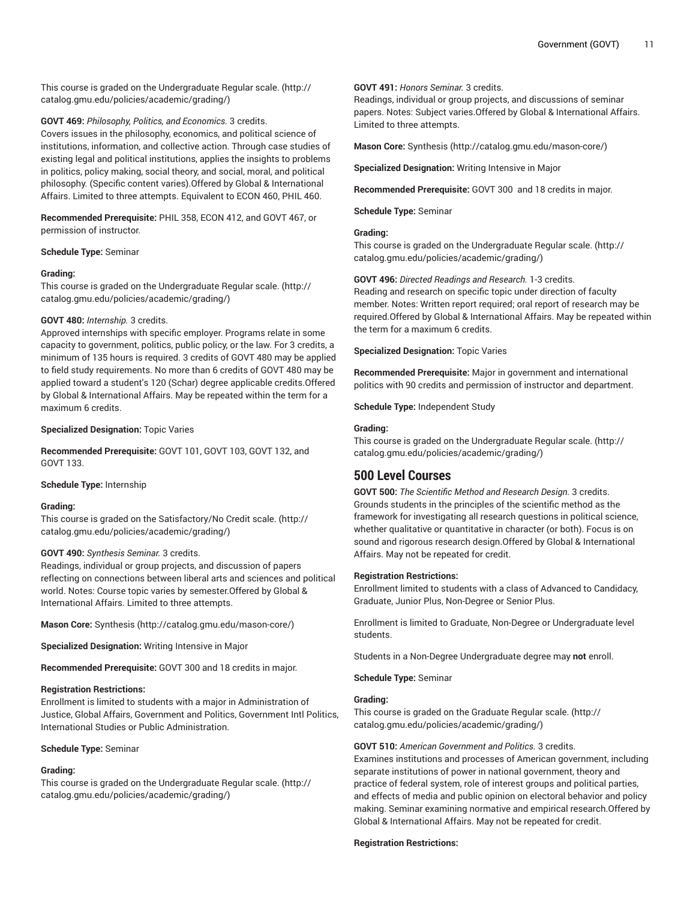This course is graded on the Undergraduate Regular scale. (http://catalog.gmu.edu/policies/academic/grading/)

**GOVT 469:** *Philosophy, Politics, and Economics.* 3 credits.
Covers issues in the philosophy, economics, and political science of institutions, information, and collective action. Through case studies of existing legal and political institutions, applies the insights to problems in politics, policy making, social theory, and social, moral, and political philosophy. (Specific content varies).Offered by Global & International Affairs. Limited to three attempts. Equivalent to ECON 460, PHIL 460.

**Recommended Prerequisite:** PHIL 358, ECON 412, and GOVT 467, or permission of instructor.

**Schedule Type:** Seminar

**Grading:**
This course is graded on the Undergraduate Regular scale. (http://catalog.gmu.edu/policies/academic/grading/)

**GOVT 480:** *Internship.* 3 credits.
Approved internships with specific employer. Programs relate in some capacity to government, politics, public policy, or the law. For 3 credits, a minimum of 135 hours is required. 3 credits of GOVT 480 may be applied to field study requirements. No more than 6 credits of GOVT 480 may be applied toward a student's 120 (Schar) degree applicable credits.Offered by Global & International Affairs. May be repeated within the term for a maximum 6 credits.

**Specialized Designation:** Topic Varies

**Recommended Prerequisite:** GOVT 101, GOVT 103, GOVT 132, and GOVT 133.

**Schedule Type:** Internship

**Grading:**
This course is graded on the Satisfactory/No Credit scale. (http://catalog.gmu.edu/policies/academic/grading/)

**GOVT 490:** *Synthesis Seminar.* 3 credits.
Readings, individual or group projects, and discussion of papers reflecting on connections between liberal arts and sciences and political world. Notes: Course topic varies by semester.Offered by Global & International Affairs. Limited to three attempts.

**Mason Core:** Synthesis (http://catalog.gmu.edu/mason-core/)

**Specialized Designation:** Writing Intensive in Major

**Recommended Prerequisite:** GOVT 300 and 18 credits in major.

**Registration Restrictions:**
Enrollment is limited to students with a major in Administration of Justice, Global Affairs, Government and Politics, Government Intl Politics, International Studies or Public Administration.

**Schedule Type:** Seminar

**Grading:**
This course is graded on the Undergraduate Regular scale. (http://catalog.gmu.edu/policies/academic/grading/)

**GOVT 491:** *Honors Seminar.* 3 credits.
Readings, individual or group projects, and discussions of seminar papers. Notes: Subject varies.Offered by Global & International Affairs. Limited to three attempts.

**Mason Core:** Synthesis (http://catalog.gmu.edu/mason-core/)

**Specialized Designation:** Writing Intensive in Major

**Recommended Prerequisite:** GOVT 300 and 18 credits in major.

**Schedule Type:** Seminar

**Grading:**
This course is graded on the Undergraduate Regular scale. (http://catalog.gmu.edu/policies/academic/grading/)

**GOVT 496:** *Directed Readings and Research.* 1-3 credits.
Reading and research on specific topic under direction of faculty member. Notes: Written report required; oral report of research may be required.Offered by Global & International Affairs. May be repeated within the term for a maximum 6 credits.

**Specialized Designation:** Topic Varies

**Recommended Prerequisite:** Major in government and international politics with 90 credits and permission of instructor and department.

**Schedule Type:** Independent Study

**Grading:**
This course is graded on the Undergraduate Regular scale. (http://catalog.gmu.edu/policies/academic/grading/)

## 500 Level Courses

**GOVT 500:** *The Scientific Method and Research Design.* 3 credits.
Grounds students in the principles of the scientific method as the framework for investigating all research questions in political science, whether qualitative or quantitative in character (or both). Focus is on sound and rigorous research design.Offered by Global & International Affairs. May not be repeated for credit.

**Registration Restrictions:**
Enrollment limited to students with a class of Advanced to Candidacy, Graduate, Junior Plus, Non-Degree or Senior Plus.

Enrollment is limited to Graduate, Non-Degree or Undergraduate level students.

Students in a Non-Degree Undergraduate degree may **not** enroll.

**Schedule Type:** Seminar

**Grading:**
This course is graded on the Graduate Regular scale. (http://catalog.gmu.edu/policies/academic/grading/)

**GOVT 510:** *American Government and Politics.* 3 credits.
Examines institutions and processes of American government, including separate institutions of power in national government, theory and practice of federal system, role of interest groups and political parties, and effects of media and public opinion on electoral behavior and policy making. Seminar examining normative and empirical research.Offered by Global & International Affairs. May not be repeated for credit.

**Registration Restrictions:**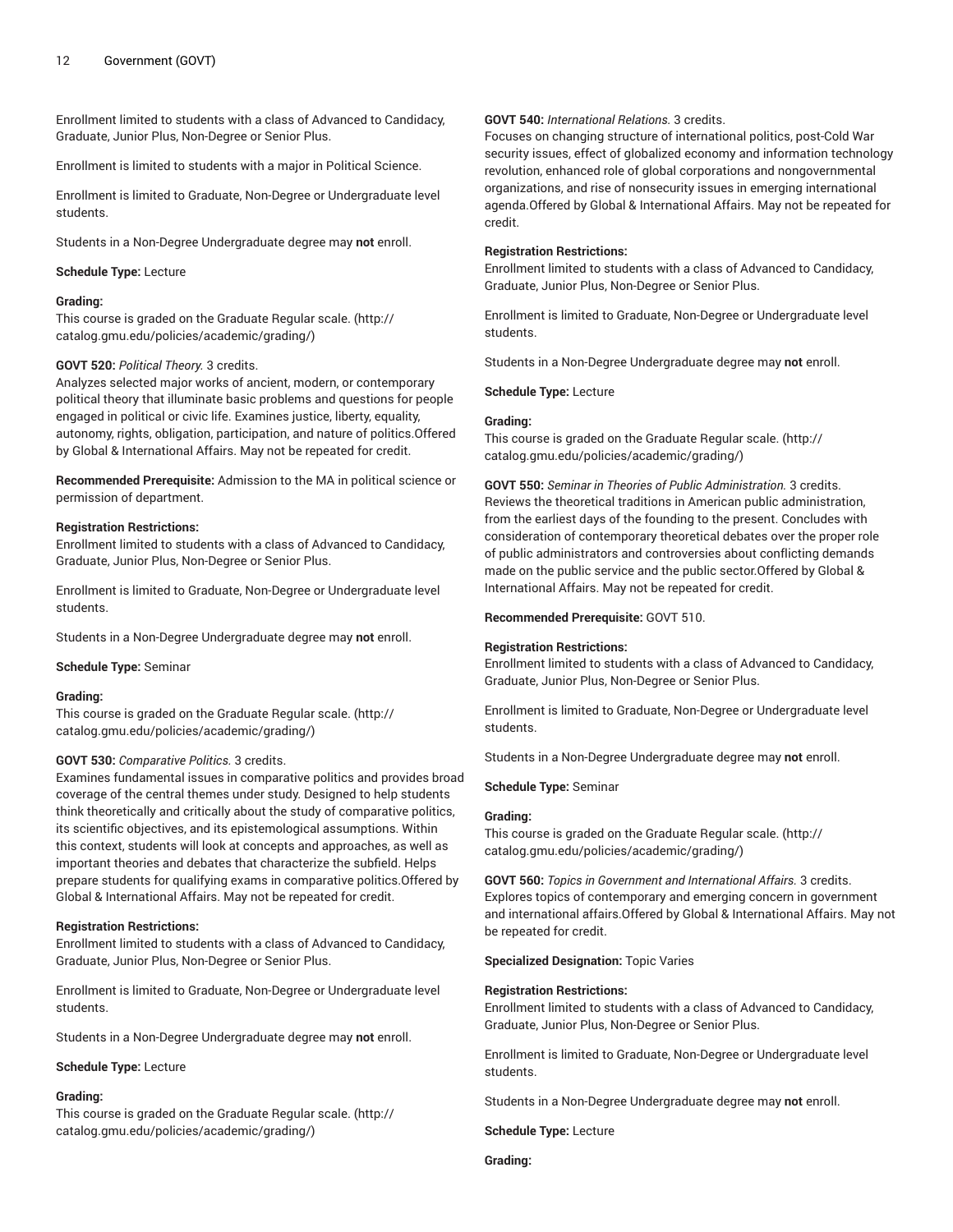Enrollment limited to students with a class of Advanced to Candidacy, Graduate, Junior Plus, Non-Degree or Senior Plus.

Enrollment is limited to students with a major in Political Science.

Enrollment is limited to Graduate, Non-Degree or Undergraduate level students.

Students in a Non-Degree Undergraduate degree may **not** enroll.

**Schedule Type:** Lecture

**Grading:**
This course is graded on the Graduate Regular scale. (http://catalog.gmu.edu/policies/academic/grading/)

**GOVT 520:** *Political Theory.* 3 credits.
Analyzes selected major works of ancient, modern, or contemporary political theory that illuminate basic problems and questions for people engaged in political or civic life. Examines justice, liberty, equality, autonomy, rights, obligation, participation, and nature of politics.Offered by Global & International Affairs. May not be repeated for credit.

**Recommended Prerequisite:** Admission to the MA in political science or permission of department.

**Registration Restrictions:**
Enrollment limited to students with a class of Advanced to Candidacy, Graduate, Junior Plus, Non-Degree or Senior Plus.

Enrollment is limited to Graduate, Non-Degree or Undergraduate level students.

Students in a Non-Degree Undergraduate degree may **not** enroll.

**Schedule Type:** Seminar

**Grading:**
This course is graded on the Graduate Regular scale. (http://catalog.gmu.edu/policies/academic/grading/)

**GOVT 530:** *Comparative Politics.* 3 credits.
Examines fundamental issues in comparative politics and provides broad coverage of the central themes under study. Designed to help students think theoretically and critically about the study of comparative politics, its scientific objectives, and its epistemological assumptions. Within this context, students will look at concepts and approaches, as well as important theories and debates that characterize the subfield. Helps prepare students for qualifying exams in comparative politics.Offered by Global & International Affairs. May not be repeated for credit.

**Registration Restrictions:**
Enrollment limited to students with a class of Advanced to Candidacy, Graduate, Junior Plus, Non-Degree or Senior Plus.

Enrollment is limited to Graduate, Non-Degree or Undergraduate level students.

Students in a Non-Degree Undergraduate degree may **not** enroll.

**Schedule Type:** Lecture

**Grading:**
This course is graded on the Graduate Regular scale. (http://catalog.gmu.edu/policies/academic/grading/)

**GOVT 540:** *International Relations.* 3 credits.
Focuses on changing structure of international politics, post-Cold War security issues, effect of globalized economy and information technology revolution, enhanced role of global corporations and nongovernmental organizations, and rise of nonsecurity issues in emerging international agenda.Offered by Global & International Affairs. May not be repeated for credit.

**Registration Restrictions:**
Enrollment limited to students with a class of Advanced to Candidacy, Graduate, Junior Plus, Non-Degree or Senior Plus.

Enrollment is limited to Graduate, Non-Degree or Undergraduate level students.

Students in a Non-Degree Undergraduate degree may **not** enroll.

**Schedule Type:** Lecture

**Grading:**
This course is graded on the Graduate Regular scale. (http://catalog.gmu.edu/policies/academic/grading/)

**GOVT 550:** *Seminar in Theories of Public Administration.* 3 credits.
Reviews the theoretical traditions in American public administration, from the earliest days of the founding to the present. Concludes with consideration of contemporary theoretical debates over the proper role of public administrators and controversies about conflicting demands made on the public service and the public sector.Offered by Global & International Affairs. May not be repeated for credit.

**Recommended Prerequisite:** GOVT 510.

**Registration Restrictions:**
Enrollment limited to students with a class of Advanced to Candidacy, Graduate, Junior Plus, Non-Degree or Senior Plus.

Enrollment is limited to Graduate, Non-Degree or Undergraduate level students.

Students in a Non-Degree Undergraduate degree may **not** enroll.

**Schedule Type:** Seminar

**Grading:**
This course is graded on the Graduate Regular scale. (http://catalog.gmu.edu/policies/academic/grading/)

**GOVT 560:** *Topics in Government and International Affairs.* 3 credits.
Explores topics of contemporary and emerging concern in government and international affairs.Offered by Global & International Affairs. May not be repeated for credit.

**Specialized Designation:** Topic Varies

**Registration Restrictions:**
Enrollment limited to students with a class of Advanced to Candidacy, Graduate, Junior Plus, Non-Degree or Senior Plus.

Enrollment is limited to Graduate, Non-Degree or Undergraduate level students.

Students in a Non-Degree Undergraduate degree may **not** enroll.

**Schedule Type:** Lecture

**Grading:**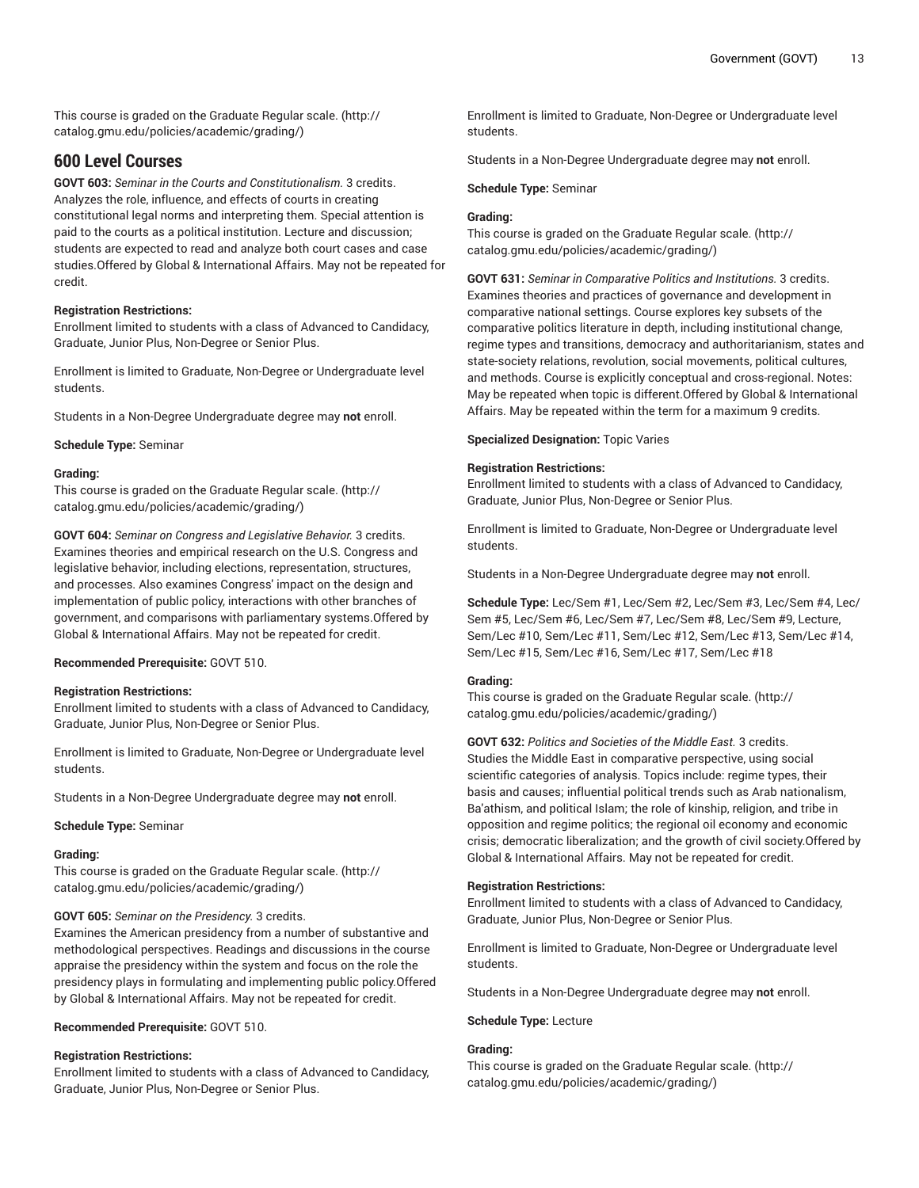This course is graded on the Graduate Regular scale. (http://catalog.gmu.edu/policies/academic/grading/)

## 600 Level Courses

**GOVT 603:** *Seminar in the Courts and Constitutionalism.* 3 credits. Analyzes the role, influence, and effects of courts in creating constitutional legal norms and interpreting them. Special attention is paid to the courts as a political institution. Lecture and discussion; students are expected to read and analyze both court cases and case studies.Offered by Global & International Affairs. May not be repeated for credit.

**Registration Restrictions:**
Enrollment limited to students with a class of Advanced to Candidacy, Graduate, Junior Plus, Non-Degree or Senior Plus.

Enrollment is limited to Graduate, Non-Degree or Undergraduate level students.

Students in a Non-Degree Undergraduate degree may **not** enroll.

**Schedule Type:** Seminar

**Grading:**
This course is graded on the Graduate Regular scale. (http://catalog.gmu.edu/policies/academic/grading/)

**GOVT 604:** *Seminar on Congress and Legislative Behavior.* 3 credits. Examines theories and empirical research on the U.S. Congress and legislative behavior, including elections, representation, structures, and processes. Also examines Congress' impact on the design and implementation of public policy, interactions with other branches of government, and comparisons with parliamentary systems.Offered by Global & International Affairs. May not be repeated for credit.

**Recommended Prerequisite:** GOVT 510.

**Registration Restrictions:**
Enrollment limited to students with a class of Advanced to Candidacy, Graduate, Junior Plus, Non-Degree or Senior Plus.

Enrollment is limited to Graduate, Non-Degree or Undergraduate level students.

Students in a Non-Degree Undergraduate degree may **not** enroll.

**Schedule Type:** Seminar

**Grading:**
This course is graded on the Graduate Regular scale. (http://catalog.gmu.edu/policies/academic/grading/)

**GOVT 605:** *Seminar on the Presidency.* 3 credits.
Examines the American presidency from a number of substantive and methodological perspectives. Readings and discussions in the course appraise the presidency within the system and focus on the role the presidency plays in formulating and implementing public policy.Offered by Global & International Affairs. May not be repeated for credit.

**Recommended Prerequisite:** GOVT 510.

**Registration Restrictions:**
Enrollment limited to students with a class of Advanced to Candidacy, Graduate, Junior Plus, Non-Degree or Senior Plus.

Enrollment is limited to Graduate, Non-Degree or Undergraduate level students.

Students in a Non-Degree Undergraduate degree may **not** enroll.

**Schedule Type:** Seminar

**Grading:**
This course is graded on the Graduate Regular scale. (http://catalog.gmu.edu/policies/academic/grading/)

**GOVT 631:** *Seminar in Comparative Politics and Institutions.* 3 credits. Examines theories and practices of governance and development in comparative national settings. Course explores key subsets of the comparative politics literature in depth, including institutional change, regime types and transitions, democracy and authoritarianism, states and state-society relations, revolution, social movements, political cultures, and methods. Course is explicitly conceptual and cross-regional. Notes: May be repeated when topic is different.Offered by Global & International Affairs. May be repeated within the term for a maximum 9 credits.

**Specialized Designation:** Topic Varies

**Registration Restrictions:**
Enrollment limited to students with a class of Advanced to Candidacy, Graduate, Junior Plus, Non-Degree or Senior Plus.

Enrollment is limited to Graduate, Non-Degree or Undergraduate level students.

Students in a Non-Degree Undergraduate degree may **not** enroll.

**Schedule Type:** Lec/Sem #1, Lec/Sem #2, Lec/Sem #3, Lec/Sem #4, Lec/Sem #5, Lec/Sem #6, Lec/Sem #7, Lec/Sem #8, Lec/Sem #9, Lecture, Sem/Lec #10, Sem/Lec #11, Sem/Lec #12, Sem/Lec #13, Sem/Lec #14, Sem/Lec #15, Sem/Lec #16, Sem/Lec #17, Sem/Lec #18

**Grading:**
This course is graded on the Graduate Regular scale. (http://catalog.gmu.edu/policies/academic/grading/)

**GOVT 632:** *Politics and Societies of the Middle East.* 3 credits. Studies the Middle East in comparative perspective, using social scientific categories of analysis. Topics include: regime types, their basis and causes; influential political trends such as Arab nationalism, Ba'athism, and political Islam; the role of kinship, religion, and tribe in opposition and regime politics; the regional oil economy and economic crisis; democratic liberalization; and the growth of civil society.Offered by Global & International Affairs. May not be repeated for credit.

**Registration Restrictions:**
Enrollment limited to students with a class of Advanced to Candidacy, Graduate, Junior Plus, Non-Degree or Senior Plus.

Enrollment is limited to Graduate, Non-Degree or Undergraduate level students.

Students in a Non-Degree Undergraduate degree may **not** enroll.

**Schedule Type:** Lecture

**Grading:**
This course is graded on the Graduate Regular scale. (http://catalog.gmu.edu/policies/academic/grading/)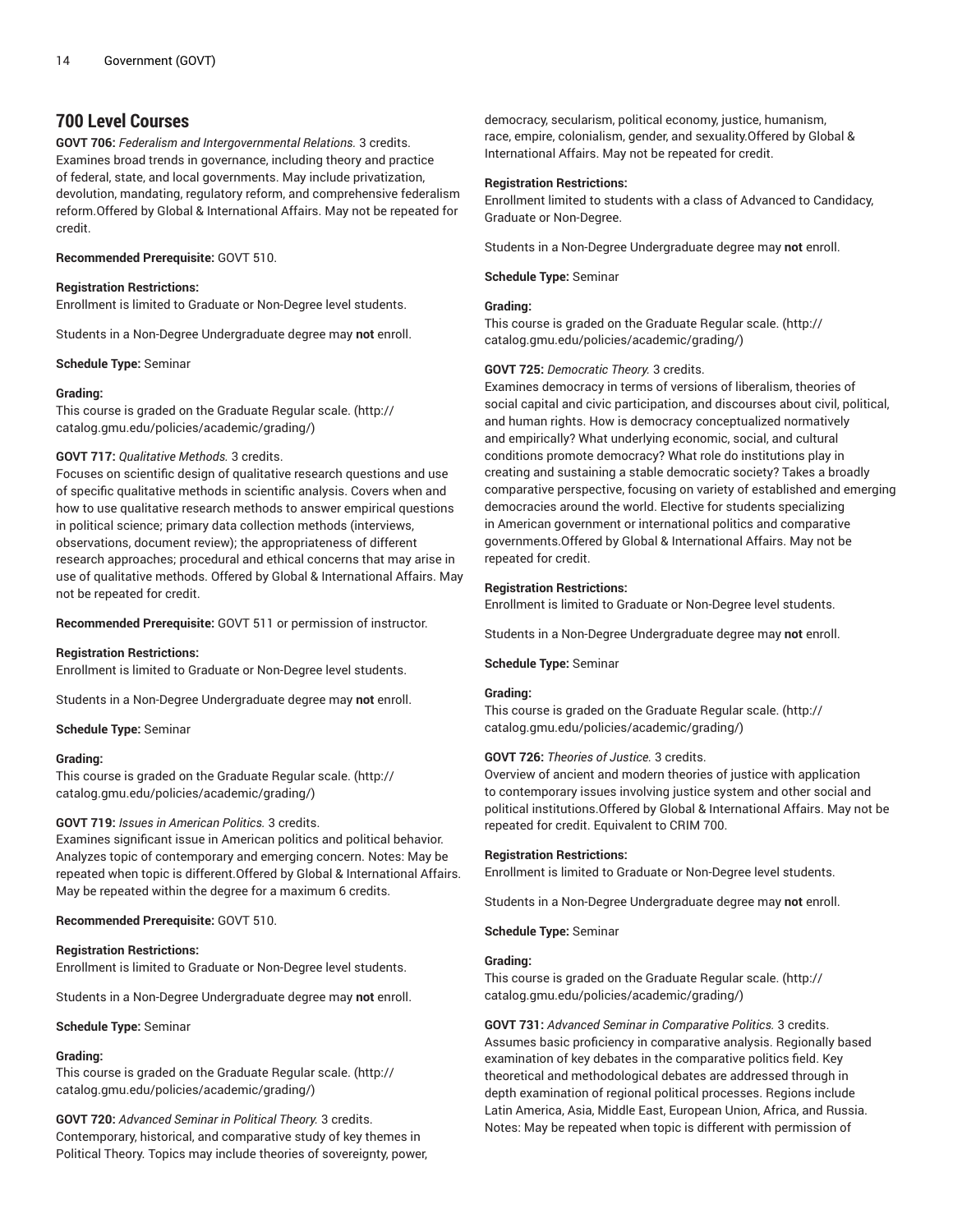## 700 Level Courses

**GOVT 706:** *Federalism and Intergovernmental Relations.* 3 credits.
Examines broad trends in governance, including theory and practice of federal, state, and local governments. May include privatization, devolution, mandating, regulatory reform, and comprehensive federalism reform.Offered by Global & International Affairs. May not be repeated for credit.

**Recommended Prerequisite:** GOVT 510.

**Registration Restrictions:**
Enrollment is limited to Graduate or Non-Degree level students.

Students in a Non-Degree Undergraduate degree may **not** enroll.

**Schedule Type:** Seminar

**Grading:**
This course is graded on the Graduate Regular scale. (http://catalog.gmu.edu/policies/academic/grading/)

**GOVT 717:** *Qualitative Methods.* 3 credits.
Focuses on scientific design of qualitative research questions and use of specific qualitative methods in scientific analysis. Covers when and how to use qualitative research methods to answer empirical questions in political science; primary data collection methods (interviews, observations, document review); the appropriateness of different research approaches; procedural and ethical concerns that may arise in use of qualitative methods. Offered by Global & International Affairs. May not be repeated for credit.

**Recommended Prerequisite:** GOVT 511 or permission of instructor.

**Registration Restrictions:**
Enrollment is limited to Graduate or Non-Degree level students.

Students in a Non-Degree Undergraduate degree may **not** enroll.

**Schedule Type:** Seminar

**Grading:**
This course is graded on the Graduate Regular scale. (http://catalog.gmu.edu/policies/academic/grading/)

**GOVT 719:** *Issues in American Politics.* 3 credits.
Examines significant issue in American politics and political behavior. Analyzes topic of contemporary and emerging concern. Notes: May be repeated when topic is different.Offered by Global & International Affairs. May be repeated within the degree for a maximum 6 credits.

**Recommended Prerequisite:** GOVT 510.

**Registration Restrictions:**
Enrollment is limited to Graduate or Non-Degree level students.

Students in a Non-Degree Undergraduate degree may **not** enroll.

**Schedule Type:** Seminar

**Grading:**
This course is graded on the Graduate Regular scale. (http://catalog.gmu.edu/policies/academic/grading/)

**GOVT 720:** *Advanced Seminar in Political Theory.* 3 credits.
Contemporary, historical, and comparative study of key themes in Political Theory. Topics may include theories of sovereignty, power, democracy, secularism, political economy, justice, humanism, race, empire, colonialism, gender, and sexuality.Offered by Global & International Affairs. May not be repeated for credit.

**Registration Restrictions:**
Enrollment limited to students with a class of Advanced to Candidacy, Graduate or Non-Degree.

Students in a Non-Degree Undergraduate degree may **not** enroll.

**Schedule Type:** Seminar

**Grading:**
This course is graded on the Graduate Regular scale. (http://catalog.gmu.edu/policies/academic/grading/)

**GOVT 725:** *Democratic Theory.* 3 credits.
Examines democracy in terms of versions of liberalism, theories of social capital and civic participation, and discourses about civil, political, and human rights. How is democracy conceptualized normatively and empirically? What underlying economic, social, and cultural conditions promote democracy? What role do institutions play in creating and sustaining a stable democratic society? Takes a broadly comparative perspective, focusing on variety of established and emerging democracies around the world. Elective for students specializing in American government or international politics and comparative governments.Offered by Global & International Affairs. May not be repeated for credit.

**Registration Restrictions:**
Enrollment is limited to Graduate or Non-Degree level students.

Students in a Non-Degree Undergraduate degree may **not** enroll.

**Schedule Type:** Seminar

**Grading:**
This course is graded on the Graduate Regular scale. (http://catalog.gmu.edu/policies/academic/grading/)

**GOVT 726:** *Theories of Justice.* 3 credits.
Overview of ancient and modern theories of justice with application to contemporary issues involving justice system and other social and political institutions.Offered by Global & International Affairs. May not be repeated for credit. Equivalent to CRIM 700.

**Registration Restrictions:**
Enrollment is limited to Graduate or Non-Degree level students.

Students in a Non-Degree Undergraduate degree may **not** enroll.

**Schedule Type:** Seminar

**Grading:**
This course is graded on the Graduate Regular scale. (http://catalog.gmu.edu/policies/academic/grading/)

**GOVT 731:** *Advanced Seminar in Comparative Politics.* 3 credits.
Assumes basic proficiency in comparative analysis. Regionally based examination of key debates in the comparative politics field. Key theoretical and methodological debates are addressed through in depth examination of regional political processes. Regions include Latin America, Asia, Middle East, European Union, Africa, and Russia. Notes: May be repeated when topic is different with permission of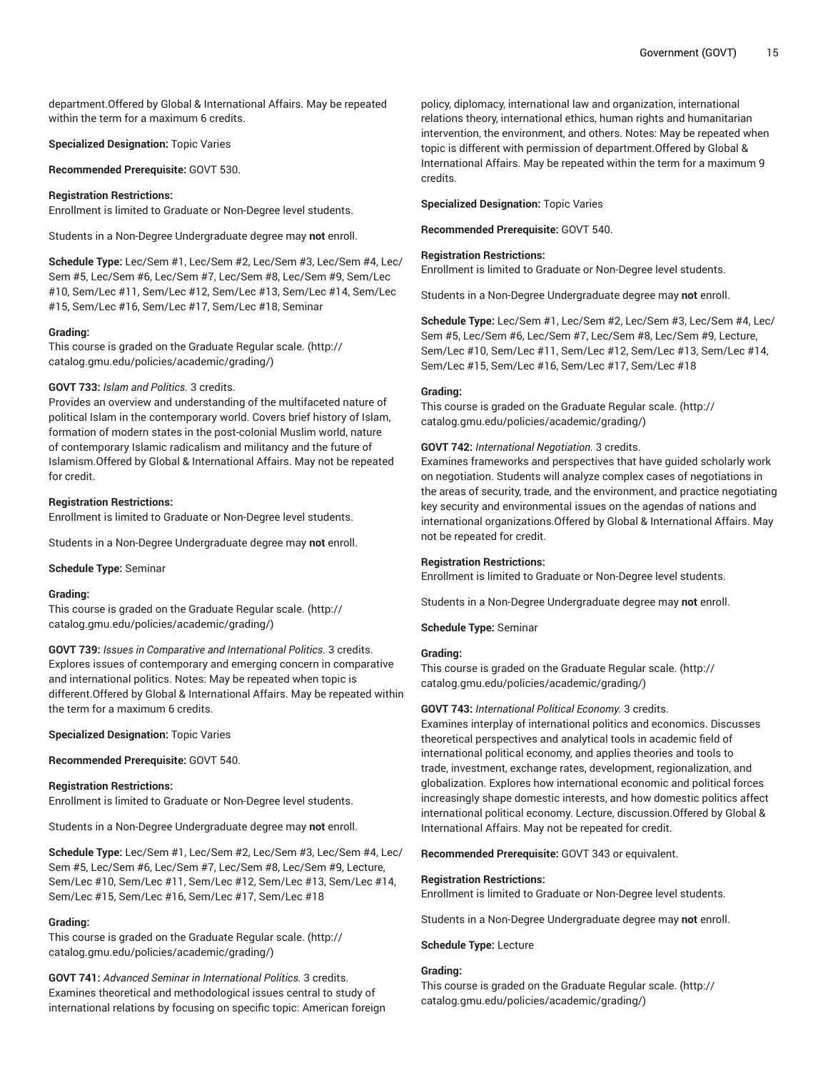department.Offered by Global & International Affairs. May be repeated within the term for a maximum 6 credits.

**Specialized Designation:** Topic Varies

**Recommended Prerequisite:** GOVT 530.

**Registration Restrictions:**
Enrollment is limited to Graduate or Non-Degree level students.

Students in a Non-Degree Undergraduate degree may **not** enroll.

**Schedule Type:** Lec/Sem #1, Lec/Sem #2, Lec/Sem #3, Lec/Sem #4, Lec/Sem #5, Lec/Sem #6, Lec/Sem #7, Lec/Sem #8, Lec/Sem #9, Sem/Lec #10, Sem/Lec #11, Sem/Lec #12, Sem/Lec #13, Sem/Lec #14, Sem/Lec #15, Sem/Lec #16, Sem/Lec #17, Sem/Lec #18, Seminar

**Grading:**
This course is graded on the Graduate Regular scale. (http://catalog.gmu.edu/policies/academic/grading/)

**GOVT 733:** *Islam and Politics.* 3 credits.
Provides an overview and understanding of the multifaceted nature of political Islam in the contemporary world. Covers brief history of Islam, formation of modern states in the post-colonial Muslim world, nature of contemporary Islamic radicalism and militancy and the future of Islamism.Offered by Global & International Affairs. May not be repeated for credit.

**Registration Restrictions:**
Enrollment is limited to Graduate or Non-Degree level students.

Students in a Non-Degree Undergraduate degree may **not** enroll.

**Schedule Type:** Seminar

**Grading:**
This course is graded on the Graduate Regular scale. (http://catalog.gmu.edu/policies/academic/grading/)

**GOVT 739:** *Issues in Comparative and International Politics.* 3 credits.
Explores issues of contemporary and emerging concern in comparative and international politics. Notes: May be repeated when topic is different.Offered by Global & International Affairs. May be repeated within the term for a maximum 6 credits.

**Specialized Designation:** Topic Varies

**Recommended Prerequisite:** GOVT 540.

**Registration Restrictions:**
Enrollment is limited to Graduate or Non-Degree level students.

Students in a Non-Degree Undergraduate degree may **not** enroll.

**Schedule Type:** Lec/Sem #1, Lec/Sem #2, Lec/Sem #3, Lec/Sem #4, Lec/Sem #5, Lec/Sem #6, Lec/Sem #7, Lec/Sem #8, Lec/Sem #9, Lecture, Sem/Lec #10, Sem/Lec #11, Sem/Lec #12, Sem/Lec #13, Sem/Lec #14, Sem/Lec #15, Sem/Lec #16, Sem/Lec #17, Sem/Lec #18

**Grading:**
This course is graded on the Graduate Regular scale. (http://catalog.gmu.edu/policies/academic/grading/)

**GOVT 741:** *Advanced Seminar in International Politics.* 3 credits.
Examines theoretical and methodological issues central to study of international relations by focusing on specific topic: American foreign policy, diplomacy, international law and organization, international relations theory, international ethics, human rights and humanitarian intervention, the environment, and others. Notes: May be repeated when topic is different with permission of department.Offered by Global & International Affairs. May be repeated within the term for a maximum 9 credits.

**Specialized Designation:** Topic Varies

**Recommended Prerequisite:** GOVT 540.

**Registration Restrictions:**
Enrollment is limited to Graduate or Non-Degree level students.

Students in a Non-Degree Undergraduate degree may **not** enroll.

**Schedule Type:** Lec/Sem #1, Lec/Sem #2, Lec/Sem #3, Lec/Sem #4, Lec/Sem #5, Lec/Sem #6, Lec/Sem #7, Lec/Sem #8, Lec/Sem #9, Lecture, Sem/Lec #10, Sem/Lec #11, Sem/Lec #12, Sem/Lec #13, Sem/Lec #14, Sem/Lec #15, Sem/Lec #16, Sem/Lec #17, Sem/Lec #18

**Grading:**
This course is graded on the Graduate Regular scale. (http://catalog.gmu.edu/policies/academic/grading/)

**GOVT 742:** *International Negotiation.* 3 credits.
Examines frameworks and perspectives that have guided scholarly work on negotiation. Students will analyze complex cases of negotiations in the areas of security, trade, and the environment, and practice negotiating key security and environmental issues on the agendas of nations and international organizations.Offered by Global & International Affairs. May not be repeated for credit.

**Registration Restrictions:**
Enrollment is limited to Graduate or Non-Degree level students.

Students in a Non-Degree Undergraduate degree may **not** enroll.

**Schedule Type:** Seminar

**Grading:**
This course is graded on the Graduate Regular scale. (http://catalog.gmu.edu/policies/academic/grading/)

**GOVT 743:** *International Political Economy.* 3 credits.
Examines interplay of international politics and economics. Discusses theoretical perspectives and analytical tools in academic field of international political economy, and applies theories and tools to trade, investment, exchange rates, development, regionalization, and globalization. Explores how international economic and political forces increasingly shape domestic interests, and how domestic politics affect international political economy. Lecture, discussion.Offered by Global & International Affairs. May not be repeated for credit.

**Recommended Prerequisite:** GOVT 343 or equivalent.

**Registration Restrictions:**
Enrollment is limited to Graduate or Non-Degree level students.

Students in a Non-Degree Undergraduate degree may **not** enroll.

**Schedule Type:** Lecture

**Grading:**
This course is graded on the Graduate Regular scale. (http://catalog.gmu.edu/policies/academic/grading/)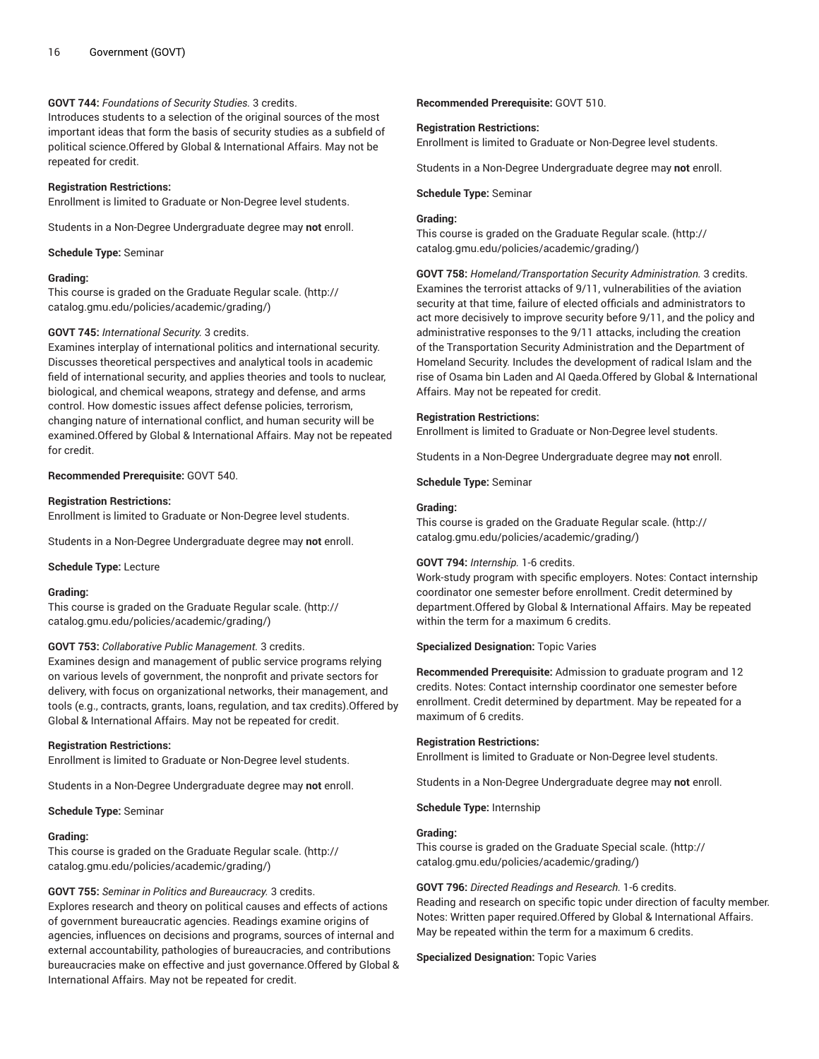**GOVT 744:** *Foundations of Security Studies.* 3 credits.
Introduces students to a selection of the original sources of the most important ideas that form the basis of security studies as a subfield of political science.Offered by Global & International Affairs. May not be repeated for credit.

**Registration Restrictions:**
Enrollment is limited to Graduate or Non-Degree level students.

Students in a Non-Degree Undergraduate degree may **not** enroll.

**Schedule Type:** Seminar

**Grading:**
This course is graded on the Graduate Regular scale. (http://catalog.gmu.edu/policies/academic/grading/)

**GOVT 745:** *International Security.* 3 credits.
Examines interplay of international politics and international security. Discusses theoretical perspectives and analytical tools in academic field of international security, and applies theories and tools to nuclear, biological, and chemical weapons, strategy and defense, and arms control. How domestic issues affect defense policies, terrorism, changing nature of international conflict, and human security will be examined.Offered by Global & International Affairs. May not be repeated for credit.

**Recommended Prerequisite:** GOVT 540.

**Registration Restrictions:**
Enrollment is limited to Graduate or Non-Degree level students.

Students in a Non-Degree Undergraduate degree may **not** enroll.

**Schedule Type:** Lecture

**Grading:**
This course is graded on the Graduate Regular scale. (http://catalog.gmu.edu/policies/academic/grading/)

**GOVT 753:** *Collaborative Public Management.* 3 credits.
Examines design and management of public service programs relying on various levels of government, the nonprofit and private sectors for delivery, with focus on organizational networks, their management, and tools (e.g., contracts, grants, loans, regulation, and tax credits).Offered by Global & International Affairs. May not be repeated for credit.

**Registration Restrictions:**
Enrollment is limited to Graduate or Non-Degree level students.

Students in a Non-Degree Undergraduate degree may **not** enroll.

**Schedule Type:** Seminar

**Grading:**
This course is graded on the Graduate Regular scale. (http://catalog.gmu.edu/policies/academic/grading/)

**GOVT 755:** *Seminar in Politics and Bureaucracy.* 3 credits.
Explores research and theory on political causes and effects of actions of government bureaucratic agencies. Readings examine origins of agencies, influences on decisions and programs, sources of internal and external accountability, pathologies of bureaucracies, and contributions bureaucracies make on effective and just governance.Offered by Global & International Affairs. May not be repeated for credit.

**Recommended Prerequisite:** GOVT 510.

**Registration Restrictions:**
Enrollment is limited to Graduate or Non-Degree level students.

Students in a Non-Degree Undergraduate degree may **not** enroll.

**Schedule Type:** Seminar

**Grading:**
This course is graded on the Graduate Regular scale. (http://catalog.gmu.edu/policies/academic/grading/)

**GOVT 758:** *Homeland/Transportation Security Administration.* 3 credits.
Examines the terrorist attacks of 9/11, vulnerabilities of the aviation security at that time, failure of elected officials and administrators to act more decisively to improve security before 9/11, and the policy and administrative responses to the 9/11 attacks, including the creation of the Transportation Security Administration and the Department of Homeland Security. Includes the development of radical Islam and the rise of Osama bin Laden and Al Qaeda.Offered by Global & International Affairs. May not be repeated for credit.

**Registration Restrictions:**
Enrollment is limited to Graduate or Non-Degree level students.

Students in a Non-Degree Undergraduate degree may **not** enroll.

**Schedule Type:** Seminar

**Grading:**
This course is graded on the Graduate Regular scale. (http://catalog.gmu.edu/policies/academic/grading/)

**GOVT 794:** *Internship.* 1-6 credits.
Work-study program with specific employers. Notes: Contact internship coordinator one semester before enrollment. Credit determined by department.Offered by Global & International Affairs. May be repeated within the term for a maximum 6 credits.

**Specialized Designation:** Topic Varies

**Recommended Prerequisite:** Admission to graduate program and 12 credits. Notes: Contact internship coordinator one semester before enrollment. Credit determined by department. May be repeated for a maximum of 6 credits.

**Registration Restrictions:**
Enrollment is limited to Graduate or Non-Degree level students.

Students in a Non-Degree Undergraduate degree may **not** enroll.

**Schedule Type:** Internship

**Grading:**
This course is graded on the Graduate Special scale. (http://catalog.gmu.edu/policies/academic/grading/)

**GOVT 796:** *Directed Readings and Research.* 1-6 credits.
Reading and research on specific topic under direction of faculty member. Notes: Written paper required.Offered by Global & International Affairs. May be repeated within the term for a maximum 6 credits.

**Specialized Designation:** Topic Varies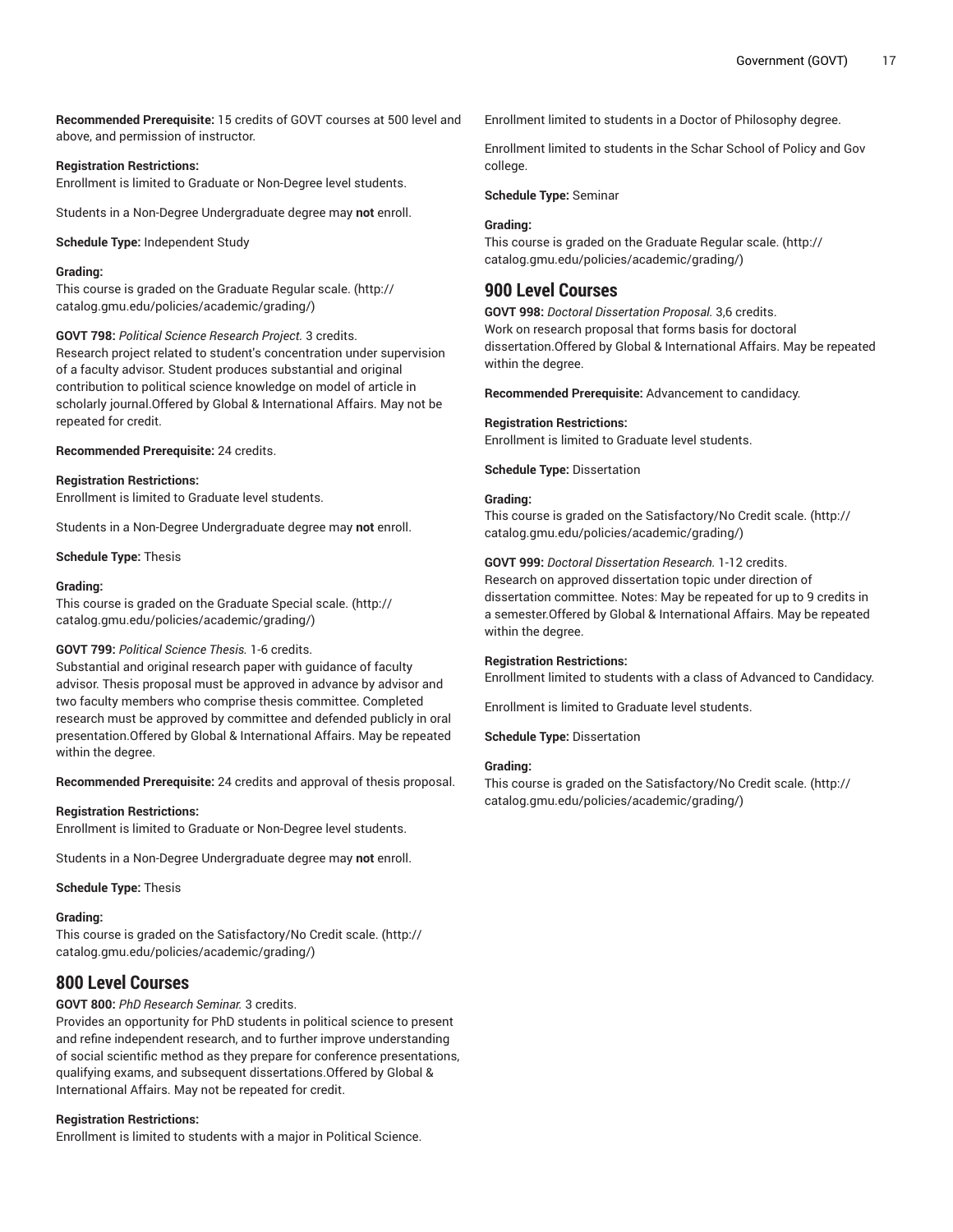**Recommended Prerequisite:** 15 credits of GOVT courses at 500 level and above, and permission of instructor.

**Registration Restrictions:**
Enrollment is limited to Graduate or Non-Degree level students.

Students in a Non-Degree Undergraduate degree may **not** enroll.

**Schedule Type:** Independent Study

**Grading:**
This course is graded on the Graduate Regular scale. (http://catalog.gmu.edu/policies/academic/grading/)

**GOVT 798:** *Political Science Research Project.* 3 credits.
Research project related to student's concentration under supervision of a faculty advisor. Student produces substantial and original contribution to political science knowledge on model of article in scholarly journal.Offered by Global & International Affairs. May not be repeated for credit.

**Recommended Prerequisite:** 24 credits.

**Registration Restrictions:**
Enrollment is limited to Graduate level students.

Students in a Non-Degree Undergraduate degree may **not** enroll.

**Schedule Type:** Thesis

**Grading:**
This course is graded on the Graduate Special scale. (http://catalog.gmu.edu/policies/academic/grading/)

**GOVT 799:** *Political Science Thesis.* 1-6 credits.
Substantial and original research paper with guidance of faculty advisor. Thesis proposal must be approved in advance by advisor and two faculty members who comprise thesis committee. Completed research must be approved by committee and defended publicly in oral presentation.Offered by Global & International Affairs. May be repeated within the degree.

**Recommended Prerequisite:** 24 credits and approval of thesis proposal.

**Registration Restrictions:**
Enrollment is limited to Graduate or Non-Degree level students.

Students in a Non-Degree Undergraduate degree may **not** enroll.

**Schedule Type:** Thesis

**Grading:**
This course is graded on the Satisfactory/No Credit scale. (http://catalog.gmu.edu/policies/academic/grading/)

## 800 Level Courses

**GOVT 800:** *PhD Research Seminar.* 3 credits.
Provides an opportunity for PhD students in political science to present and refine independent research, and to further improve understanding of social scientific method as they prepare for conference presentations, qualifying exams, and subsequent dissertations.Offered by Global & International Affairs. May not be repeated for credit.

**Registration Restrictions:**
Enrollment is limited to students with a major in Political Science.

Enrollment limited to students in a Doctor of Philosophy degree.

Enrollment limited to students in the Schar School of Policy and Gov college.

**Schedule Type:** Seminar

**Grading:**
This course is graded on the Graduate Regular scale. (http://catalog.gmu.edu/policies/academic/grading/)

## 900 Level Courses

**GOVT 998:** *Doctoral Dissertation Proposal.* 3,6 credits.
Work on research proposal that forms basis for doctoral dissertation.Offered by Global & International Affairs. May be repeated within the degree.

**Recommended Prerequisite:** Advancement to candidacy.

**Registration Restrictions:**
Enrollment is limited to Graduate level students.

**Schedule Type:** Dissertation

**Grading:**
This course is graded on the Satisfactory/No Credit scale. (http://catalog.gmu.edu/policies/academic/grading/)

**GOVT 999:** *Doctoral Dissertation Research.* 1-12 credits.
Research on approved dissertation topic under direction of dissertation committee. Notes: May be repeated for up to 9 credits in a semester.Offered by Global & International Affairs. May be repeated within the degree.

**Registration Restrictions:**
Enrollment limited to students with a class of Advanced to Candidacy.

Enrollment is limited to Graduate level students.

**Schedule Type:** Dissertation

**Grading:**
This course is graded on the Satisfactory/No Credit scale. (http://catalog.gmu.edu/policies/academic/grading/)